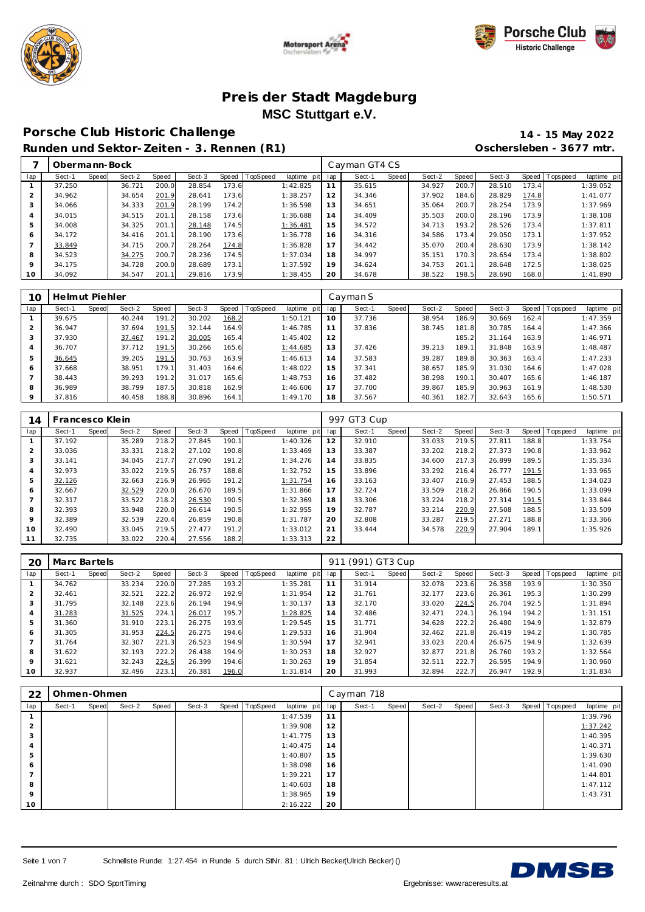# Preis der Stadt Magdeburg

## MSC Stuttgart e.V.

## Porsche Club Historic Challenge

**14 - 15 May 2022**

### Runden und Sektor-Zeiten - 3. Rennen (R1)

**Oschersleben - 3677 mtr.**

| 7 | Obermann-Bock | | | | | | | | Cayman GT4 CS | | | | | | | | |
|---|---|---|---|---|---|---|---|---|---|---|---|---|---|---|---|---|---|
| lap | Sect-1 | Speed | Sect-2 | Speed | Sect-3 | Speed | TopSpeed | laptime pit | lap | Sect-1 | Speed | Sect-2 | Speed | Sect-3 | Speed | Topspeed | laptime pit |
| 1 | 37.250 | | 36.721 | 200.0 | 28.854 | 173.6 | | 1:42.825 | 11 | 35.615 | | 34.927 | 200.7 | 28.510 | 173.4 | | 1:39.052 |
| 2 | 34.962 | | 34.654 | 201.9 | 28.641 | 173.6 | | 1:38.257 | 12 | 34.346 | | 37.902 | 184.6 | 28.829 | 174.8 | | 1:41.077 |
| 3 | 34.066 | | 34.333 | 201.9 | 28.199 | 174.2 | | 1:36.598 | 13 | 34.651 | | 35.064 | 200.7 | 28.254 | 173.9 | | 1:37.969 |
| 4 | 34.015 | | 34.515 | 201.1 | 28.158 | 173.6 | | 1:36.688 | 14 | 34.409 | | 35.503 | 200.0 | 28.196 | 173.9 | | 1:38.108 |
| 5 | 34.008 | | 34.325 | 201.1 | 28.148 | 174.5 | | 1:36.481 | 15 | 34.572 | | 34.713 | 193.2 | 28.526 | 173.4 | | 1:37.811 |
| 6 | 34.172 | | 34.416 | 201.1 | 28.190 | 173.6 | | 1:36.778 | 16 | 34.316 | | 34.586 | 173.4 | 29.050 | 173.1 | | 1:37.952 |
| 7 | 33.849 | | 34.715 | 200.7 | 28.264 | 174.8 | | 1:36.828 | 17 | 34.442 | | 35.070 | 200.4 | 28.630 | 173.9 | | 1:38.142 |
| 8 | 34.523 | | 34.275 | 200.7 | 28.236 | 174.5 | | 1:37.034 | 18 | 34.997 | | 35.151 | 170.3 | 28.654 | 173.4 | | 1:38.802 |
| 9 | 34.175 | | 34.728 | 200.0 | 28.689 | 173.1 | | 1:37.592 | 19 | 34.624 | | 34.753 | 201.1 | 28.648 | 172.5 | | 1:38.025 |
| 10 | 34.092 | | 34.547 | 201.1 | 29.816 | 173.9 | | 1:38.455 | 20 | 34.678 | | 38.522 | 198.5 | 28.690 | 168.0 | | 1:41.890 |

| 10 | Helmut Piehler | | | | | | | | Cayman S | | | | | | | | |
|---|---|---|---|---|---|---|---|---|---|---|---|---|---|---|---|---|---|
| lap | Sect-1 | Speed | Sect-2 | Speed | Sect-3 | Speed | TopSpeed | laptime pit | lap | Sect-1 | Speed | Sect-2 | Speed | Sect-3 | Speed | Topspeed | laptime pit |
| 1 | 39.675 | | 40.244 | 191.2 | 30.202 | 168.2 | | 1:50.121 | 10 | 37.736 | | 38.954 | 186.9 | 30.669 | 162.4 | | 1:47.359 |
| 2 | 36.947 | | 37.694 | 191.5 | 32.144 | 164.9 | | 1:46.785 | 11 | 37.836 | | 38.745 | 181.8 | 30.785 | 164.4 | | 1:47.366 |
| 3 | 37.930 | | 37.467 | 191.2 | 30.005 | 165.4 | | 1:45.402 | 12 | | | | 185.2 | 31.164 | 163.9 | | 1:46.971 |
| 4 | 36.707 | | 37.712 | 191.5 | 30.266 | 165.6 | | 1:44.685 | 13 | 37.426 | | 39.213 | 189.1 | 31.848 | 163.9 | | 1:48.487 |
| 5 | 36.645 | | 39.205 | 191.5 | 30.763 | 163.9 | | 1:46.613 | 14 | 37.583 | | 39.287 | 189.8 | 30.363 | 163.4 | | 1:47.233 |
| 6 | 37.668 | | 38.951 | 179.1 | 31.403 | 164.6 | | 1:48.022 | 15 | 37.341 | | 38.657 | 185.9 | 31.030 | 164.6 | | 1:47.028 |
| 7 | 38.443 | | 39.293 | 191.2 | 31.017 | 165.6 | | 1:48.753 | 16 | 37.482 | | 38.298 | 190.1 | 30.407 | 165.6 | | 1:46.187 |
| 8 | 36.989 | | 38.799 | 187.5 | 30.818 | 162.9 | | 1:46.606 | 17 | 37.700 | | 39.867 | 185.9 | 30.963 | 161.9 | | 1:48.530 |
| 9 | 37.816 | | 40.458 | 188.8 | 30.896 | 164.1 | | 1:49.170 | 18 | 37.567 | | 40.361 | 182.7 | 32.643 | 165.6 | | 1:50.571 |

| 14 | Francesco Klein | | | | | | | | 997 GT3 Cup | | | | | | | | |
|---|---|---|---|---|---|---|---|---|---|---|---|---|---|---|---|---|---|
| lap | Sect-1 | Speed | Sect-2 | Speed | Sect-3 | Speed | TopSpeed | laptime pit | lap | Sect-1 | Speed | Sect-2 | Speed | Sect-3 | Speed | Topspeed | laptime pit |
| 1 | 37.192 | | 35.289 | 218.2 | 27.845 | 190.1 | | 1:40.326 | 12 | 32.910 | | 33.033 | 219.5 | 27.811 | 188.8 | | 1:33.754 |
| 2 | 33.036 | | 33.331 | 218.2 | 27.102 | 190.8 | | 1:33.469 | 13 | 33.387 | | 33.202 | 218.2 | 27.373 | 190.8 | | 1:33.962 |
| 3 | 33.141 | | 34.045 | 217.7 | 27.090 | 191.2 | | 1:34.276 | 14 | 33.835 | | 34.600 | 217.3 | 26.899 | 189.5 | | 1:35.334 |
| 4 | 32.973 | | 33.022 | 219.5 | 26.757 | 188.8 | | 1:32.752 | 15 | 33.896 | | 33.292 | 216.4 | 26.777 | 191.5 | | 1:33.965 |
| 5 | 32.126 | | 32.663 | 216.9 | 26.965 | 191.2 | | 1:31.754 | 16 | 33.163 | | 33.407 | 216.9 | 27.453 | 188.5 | | 1:34.023 |
| 6 | 32.667 | | 32.529 | 220.0 | 26.670 | 189.5 | | 1:31.866 | 17 | 32.724 | | 33.509 | 218.2 | 26.866 | 190.5 | | 1:33.099 |
| 7 | 32.317 | | 33.522 | 218.2 | 26.530 | 190.5 | | 1:32.369 | 18 | 33.306 | | 33.224 | 218.2 | 27.314 | 191.5 | | 1:33.844 |
| 8 | 32.393 | | 33.948 | 220.0 | 26.614 | 190.5 | | 1:32.955 | 19 | 32.787 | | 33.214 | 220.9 | 27.508 | 188.5 | | 1:33.509 |
| 9 | 32.389 | | 32.539 | 220.4 | 26.859 | 190.8 | | 1:31.787 | 20 | 32.808 | | 33.287 | 219.5 | 27.271 | 188.8 | | 1:33.366 |
| 10 | 32.490 | | 33.045 | 219.5 | 27.477 | 191.2 | | 1:33.012 | 21 | 33.444 | | 34.578 | 220.9 | 27.904 | 189.1 | | 1:35.926 |
| 11 | 32.735 | | 33.022 | 220.4 | 27.556 | 188.2 | | 1:33.313 | 22 | | | | | | | | |

| 20 | Marc Bartels | | | | | | | | 911 (991) GT3 Cup | | | | | | | | |
|---|---|---|---|---|---|---|---|---|---|---|---|---|---|---|---|---|---|
| lap | Sect-1 | Speed | Sect-2 | Speed | Sect-3 | Speed | TopSpeed | laptime pit | lap | Sect-1 | Speed | Sect-2 | Speed | Sect-3 | Speed | Topspeed | laptime pit |
| 1 | 34.762 | | 33.234 | 220.0 | 27.285 | 193.2 | | 1:35.281 | 11 | 31.914 | | 32.078 | 223.6 | 26.358 | 193.9 | | 1:30.350 |
| 2 | 32.461 | | 32.521 | 222.2 | 26.972 | 192.9 | | 1:31.954 | 12 | 31.761 | | 32.177 | 223.6 | 26.361 | 195.3 | | 1:30.299 |
| 3 | 31.795 | | 32.148 | 223.6 | 26.194 | 194.9 | | 1:30.137 | 13 | 32.170 | | 33.020 | 224.5 | 26.704 | 192.5 | | 1:31.894 |
| 4 | 31.283 | | 31.525 | 224.1 | 26.017 | 195.7 | | 1:28.825 | 14 | 32.486 | | 32.471 | 224.1 | 26.194 | 194.2 | | 1:31.151 |
| 5 | 31.360 | | 31.910 | 223.1 | 26.275 | 193.9 | | 1:29.545 | 15 | 31.771 | | 34.628 | 222.2 | 26.480 | 194.9 | | 1:32.879 |
| 6 | 31.305 | | 31.953 | 224.5 | 26.275 | 194.6 | | 1:29.533 | 16 | 31.904 | | 32.462 | 221.8 | 26.419 | 194.2 | | 1:30.785 |
| 7 | 31.764 | | 32.307 | 221.3 | 26.523 | 194.9 | | 1:30.594 | 17 | 32.941 | | 33.023 | 220.4 | 26.675 | 194.9 | | 1:32.639 |
| 8 | 31.622 | | 32.193 | 222.2 | 26.438 | 194.9 | | 1:30.253 | 18 | 32.927 | | 32.877 | 221.8 | 26.760 | 193.2 | | 1:32.564 |
| 9 | 31.621 | | 32.243 | 224.5 | 26.399 | 194.6 | | 1:30.263 | 19 | 31.854 | | 32.511 | 222.7 | 26.595 | 194.9 | | 1:30.960 |
| 10 | 32.937 | | 32.496 | 223.1 | 26.381 | 196.0 | | 1:31.814 | 20 | 31.993 | | 32.894 | 222.7 | 26.947 | 192.9 | | 1:31.834 |

| 22 | Ohmen-Ohmen | | | | | | | | Cayman 718 | | | | | | | | |
|---|---|---|---|---|---|---|---|---|---|---|---|---|---|---|---|---|---|
| lap | Sect-1 | Speed | Sect-2 | Speed | Sect-3 | Speed | TopSpeed | laptime pit | lap | Sect-1 | Speed | Sect-2 | Speed | Sect-3 | Speed | Topspeed | laptime pit |
| 1 | | | | | | | | 1:47.539 | 11 | | | | | | | | 1:39.796 |
| 2 | | | | | | | | 1:39.908 | 12 | | | | | | | | 1:37.242 |
| 3 | | | | | | | | 1:41.775 | 13 | | | | | | | | 1:40.395 |
| 4 | | | | | | | | 1:40.475 | 14 | | | | | | | | 1:40.371 |
| 5 | | | | | | | | 1:40.807 | 15 | | | | | | | | 1:39.630 |
| 6 | | | | | | | | 1:38.098 | 16 | | | | | | | | 1:41.090 |
| 7 | | | | | | | | 1:39.221 | 17 | | | | | | | | 1:44.801 |
| 8 | | | | | | | | 1:40.603 | 18 | | | | | | | | 1:47.112 |
| 9 | | | | | | | | 1:38.965 | 19 | | | | | | | | 1:43.731 |
| 10 | | | | | | | | 2:16.222 | 20 | | | | | | | | |

Schnellste Runde: 1:27.454 in Runde 5 durch StNr. 81 : Ulrich Becker(Ulrich Becker) ()

Zeitnahme durch : SDO SportTiming

Ergebnisse: www.raceresults.at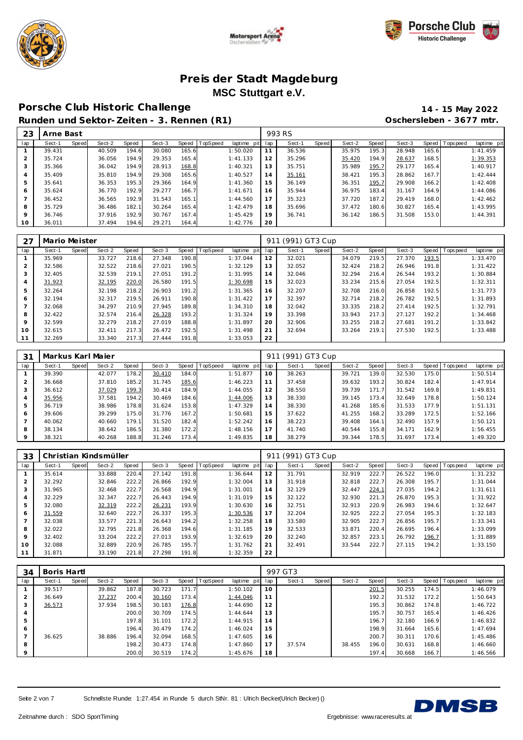# Preis der Stadt Magdeburg

## MSC Stuttgart e.V.

## Porsche Club Historic Challenge

**14 - 15 May 2022**

**Runden und Sektor-Zeiten - 3. Rennen (R1)**

**Oschersleben - 3677 mtr.**

| 23 | Arne Bast | | | | | | | | 993 RS | | | | | | | | |
|---|---|---|---|---|---|---|---|---|---|---|---|---|---|---|---|---|---|
| lap | Sect-1 | Speed | Sect-2 | Speed | Sect-3 | Speed | TopSpeed | laptime pit | lap | Sect-1 | Speed | Sect-2 | Speed | Sect-3 | Speed | Topspeed | laptime pit |
| 1 | 39.431 | | 40.509 | 194.6 | 30.080 | 165.6 | | 1:50.020 | 11 | 36.536 | | 35.975 | 195.3 | 28.948 | 165.6 | | 1:41.459 |
| 2 | 35.724 | | 36.056 | 194.9 | 29.353 | 165.4 | | 1:41.133 | 12 | 35.296 | | 35.420 | 194.9 | 28.637 | 168.5 | | 1:39.353 |
| 3 | 35.366 | | 36.042 | 194.9 | 28.913 | 168.8 | | 1:40.321 | 13 | 35.751 | | 35.989 | 195.7 | 29.177 | 165.4 | | 1:40.917 |
| 4 | 35.409 | | 35.810 | 194.9 | 29.308 | 165.6 | | 1:40.527 | 14 | 35.161 | | 38.421 | 195.3 | 28.862 | 167.7 | | 1:42.444 |
| 5 | 35.641 | | 36.353 | 195.3 | 29.366 | 164.9 | | 1:41.360 | 15 | 36.149 | | 36.351 | 195.7 | 29.908 | 166.2 | | 1:42.408 |
| 6 | 35.624 | | 36.770 | 192.9 | 29.277 | 166.7 | | 1:41.671 | 16 | 35.944 | | 36.975 | 183.4 | 31.167 | 164.9 | | 1:44.086 |
| 7 | 36.452 | | 36.565 | 192.9 | 31.543 | 165.1 | | 1:44.560 | 17 | 35.323 | | 37.720 | 187.2 | 29.419 | 168.0 | | 1:42.462 |
| 8 | 35.729 | | 36.486 | 182.1 | 30.264 | 165.4 | | 1:42.479 | 18 | 35.696 | | 37.472 | 180.6 | 30.827 | 165.4 | | 1:43.995 |
| 9 | 36.746 | | 37.916 | 192.9 | 30.767 | 167.4 | | 1:45.429 | 19 | 36.741 | | 36.142 | 186.5 | 31.508 | 153.0 | | 1:44.391 |
| 10 | 36.011 | | 37.494 | 194.6 | 29.271 | 164.4 | | 1:42.776 | 20 | | | | | | | | |

| 27 | Mario Meister | | | | | | | | 911 (991) GT3 Cup | | | | | | | | |
|---|---|---|---|---|---|---|---|---|---|---|---|---|---|---|---|---|---|
| lap | Sect-1 | Speed | Sect-2 | Speed | Sect-3 | Speed | TopSpeed | laptime pit | lap | Sect-1 | Speed | Sect-2 | Speed | Sect-3 | Speed | Topspeed | laptime pit |
| 1 | 35.969 | | 33.727 | 218.6 | 27.348 | 190.8 | | 1:37.044 | 12 | 32.021 | | 34.079 | 219.5 | 27.370 | 193.5 | | 1:33.470 |
| 2 | 32.586 | | 32.522 | 218.6 | 27.021 | 190.5 | | 1:32.129 | 13 | 32.052 | | 32.424 | 218.2 | 26.946 | 191.8 | | 1:31.422 |
| 3 | 32.405 | | 32.539 | 219.1 | 27.051 | 191.2 | | 1:31.995 | 14 | 32.046 | | 32.294 | 216.4 | 26.544 | 193.2 | | 1:30.884 |
| 4 | 31.923 | | 32.195 | 220.0 | 26.580 | 191.5 | | 1:30.698 | 15 | 32.023 | | 33.234 | 215.6 | 27.054 | 192.5 | | 1:32.311 |
| 5 | 32.264 | | 32.198 | 218.2 | 26.903 | 191.2 | | 1:31.365 | 16 | 32.207 | | 32.708 | 216.0 | 26.858 | 192.5 | | 1:31.773 |
| 6 | 32.194 | | 32.317 | 219.5 | 26.911 | 190.8 | | 1:31.422 | 17 | 32.397 | | 32.714 | 218.2 | 26.782 | 192.5 | | 1:31.893 |
| 7 | 32.068 | | 34.297 | 210.9 | 27.945 | 189.8 | | 1:34.310 | 18 | 32.042 | | 33.335 | 218.2 | 27.414 | 192.5 | | 1:32.791 |
| 8 | 32.422 | | 32.574 | 216.4 | 26.328 | 193.2 | | 1:31.324 | 19 | 33.398 | | 33.943 | 217.3 | 27.127 | 192.2 | | 1:34.468 |
| 9 | 32.599 | | 32.279 | 218.2 | 27.019 | 188.8 | | 1:31.897 | 20 | 32.906 | | 33.255 | 218.2 | 27.681 | 191.2 | | 1:33.842 |
| 10 | 32.615 | | 32.411 | 217.3 | 26.472 | 192.5 | | 1:31.498 | 21 | 32.694 | | 33.264 | 219.1 | 27.530 | 192.5 | | 1:33.488 |
| 11 | 32.269 | | 33.340 | 217.3 | 27.444 | 191.8 | | 1:33.053 | 22 | | | | | | | | |

| 31 | Markus Karl Maier | | | | | | | | 911 (991) GT3 Cup | | | | | | | | |
|---|---|---|---|---|---|---|---|---|---|---|---|---|---|---|---|---|---|
| lap | Sect-1 | Speed | Sect-2 | Speed | Sect-3 | Speed | TopSpeed | laptime pit | lap | Sect-1 | Speed | Sect-2 | Speed | Sect-3 | Speed | Topspeed | laptime pit |
| 1 | 39.390 | | 42.077 | 178.2 | 30.410 | 184.0 | | 1:51.877 | 10 | 38.263 | | 39.721 | 139.0 | 32.530 | 175.0 | | 1:50.514 |
| 2 | 36.668 | | 37.810 | 185.2 | 31.745 | 185.6 | | 1:46.223 | 11 | 37.458 | | 39.632 | 193.2 | 30.824 | 182.4 | | 1:47.914 |
| 3 | 36.612 | | 37.029 | 199.3 | 30.414 | 184.9 | | 1:44.055 | 12 | 38.550 | | 39.739 | 171.7 | 31.542 | 169.8 | | 1:49.831 |
| 4 | 35.956 | | 37.581 | 194.2 | 30.469 | 184.6 | | 1:44.006 | 13 | 38.330 | | 39.145 | 173.4 | 32.649 | 178.8 | | 1:50.124 |
| 5 | 36.719 | | 38.986 | 178.8 | 31.624 | 153.8 | | 1:47.329 | 14 | 38.330 | | 41.268 | 185.6 | 31.533 | 177.9 | | 1:51.131 |
| 6 | 39.606 | | 39.299 | 175.0 | 31.776 | 167.2 | | 1:50.681 | 15 | 37.622 | | 41.255 | 168.2 | 33.289 | 172.5 | | 1:52.166 |
| 7 | 40.062 | | 40.660 | 179.1 | 31.520 | 182.4 | | 1:52.242 | 16 | 38.223 | | 39.408 | 164.1 | 32.490 | 157.9 | | 1:50.121 |
| 8 | 38.134 | | 38.642 | 186.5 | 31.380 | 172.2 | | 1:48.156 | 17 | 41.740 | | 40.544 | 155.8 | 34.171 | 162.9 | | 1:56.455 |
| 9 | 38.321 | | 40.268 | 188.8 | 31.246 | 173.4 | | 1:49.835 | 18 | 38.279 | | 39.344 | 178.5 | 31.697 | 173.4 | | 1:49.320 |

| 33 | Christian Kindsmüller | | | | | | | | 911 (991) GT3 Cup | | | | | | | | |
|---|---|---|---|---|---|---|---|---|---|---|---|---|---|---|---|---|---|
| lap | Sect-1 | Speed | Sect-2 | Speed | Sect-3 | Speed | TopSpeed | laptime pit | lap | Sect-1 | Speed | Sect-2 | Speed | Sect-3 | Speed | Topspeed | laptime pit |
| 1 | 35.614 | | 33.888 | 220.4 | 27.142 | 191.8 | | 1:36.644 | 12 | 31.791 | | 32.919 | 222.7 | 26.522 | 196.0 | | 1:31.232 |
| 2 | 32.292 | | 32.846 | 222.2 | 26.866 | 192.9 | | 1:32.004 | 13 | 31.918 | | 32.818 | 222.7 | 26.308 | 195.7 | | 1:31.044 |
| 3 | 31.965 | | 32.468 | 222.7 | 26.568 | 194.9 | | 1:31.001 | 14 | 32.129 | | 32.447 | 224.1 | 27.035 | 194.2 | | 1:31.611 |
| 4 | 32.229 | | 32.347 | 222.7 | 26.443 | 194.9 | | 1:31.019 | 15 | 32.122 | | 32.930 | 221.3 | 26.870 | 195.3 | | 1:31.922 |
| 5 | 32.080 | | 32.319 | 222.2 | 26.231 | 193.9 | | 1:30.630 | 16 | 32.751 | | 32.913 | 220.9 | 26.983 | 194.6 | | 1:32.647 |
| 6 | 31.559 | | 32.640 | 222.7 | 26.337 | 195.3 | | 1:30.536 | 17 | 32.204 | | 32.925 | 222.2 | 27.054 | 195.3 | | 1:32.183 |
| 7 | 32.038 | | 33.577 | 221.3 | 26.643 | 194.2 | | 1:32.258 | 18 | 33.580 | | 32.905 | 222.7 | 26.856 | 195.7 | | 1:33.341 |
| 8 | 32.022 | | 32.795 | 221.8 | 26.368 | 194.6 | | 1:31.185 | 19 | 32.533 | | 33.871 | 220.4 | 26.695 | 196.4 | | 1:33.099 |
| 9 | 32.402 | | 33.204 | 222.2 | 27.013 | 193.9 | | 1:32.619 | 20 | 32.240 | | 32.857 | 223.1 | 26.792 | 196.7 | | 1:31.889 |
| 10 | 32.088 | | 32.889 | 220.9 | 26.785 | 195.7 | | 1:31.762 | 21 | 32.491 | | 33.544 | 222.7 | 27.115 | 194.2 | | 1:33.150 |
| 11 | 31.871 | | 33.190 | 221.8 | 27.298 | 191.8 | | 1:32.359 | 22 | | | | | | | | |

| 34 | Boris Hartl | | | | | | | | 997 GT3 | | | | | | | | |
|---|---|---|---|---|---|---|---|---|---|---|---|---|---|---|---|---|---|
| lap | Sect-1 | Speed | Sect-2 | Speed | Sect-3 | Speed | TopSpeed | laptime pit | lap | Sect-1 | Speed | Sect-2 | Speed | Sect-3 | Speed | Topspeed | laptime pit |
| 1 | 39.517 | | 39.862 | 187.8 | 30.723 | 171.7 | | 1:50.102 | 10 | | | | 201.5 | 30.255 | 174.5 | | 1:46.079 |
| 2 | 36.649 | | 37.237 | 200.4 | 30.160 | 173.4 | | 1:44.046 | 11 | | | | 192.2 | 31.532 | 172.2 | | 1:50.643 |
| 3 | 36.573 | | 37.934 | 198.5 | 30.183 | 176.8 | | 1:44.690 | 12 | | | | 195.3 | 30.862 | 174.8 | | 1:46.722 |
| 4 | | | | 200.0 | 30.709 | 174.5 | | 1:44.644 | 13 | | | | 195.7 | 30.757 | 165.4 | | 1:46.426 |
| 5 | | | | 197.8 | 31.101 | 172.2 | | 1:44.915 | 14 | | | | 196.7 | 32.180 | 166.9 | | 1:46.832 |
| 6 | | | | 196.4 | 30.479 | 174.2 | | 1:46.024 | 15 | | | | 198.9 | 31.664 | 165.6 | | 1:47.694 |
| 7 | 36.625 | | 38.886 | 196.4 | 32.094 | 168.5 | | 1:47.605 | 16 | | | | 200.7 | 30.311 | 170.6 | | 1:45.486 |
| 8 | | | | 198.2 | 30.473 | 174.8 | | 1:47.860 | 17 | 37.574 | | 38.455 | 196.0 | 30.631 | 168.8 | | 1:46.660 |
| 9 | | | | 200.0 | 30.519 | 174.2 | | 1:45.676 | 18 | | | | 197.4 | 30.668 | 166.7 | | 1:46.566 |

Schnellste Runde: 1:27.454 in Runde 5 durch StNr. 81 : Ulrich Becker(Ulrich Becker) ()

Zeitnahme durch : SDO SportTiming

Ergebnisse: www.raceresults.at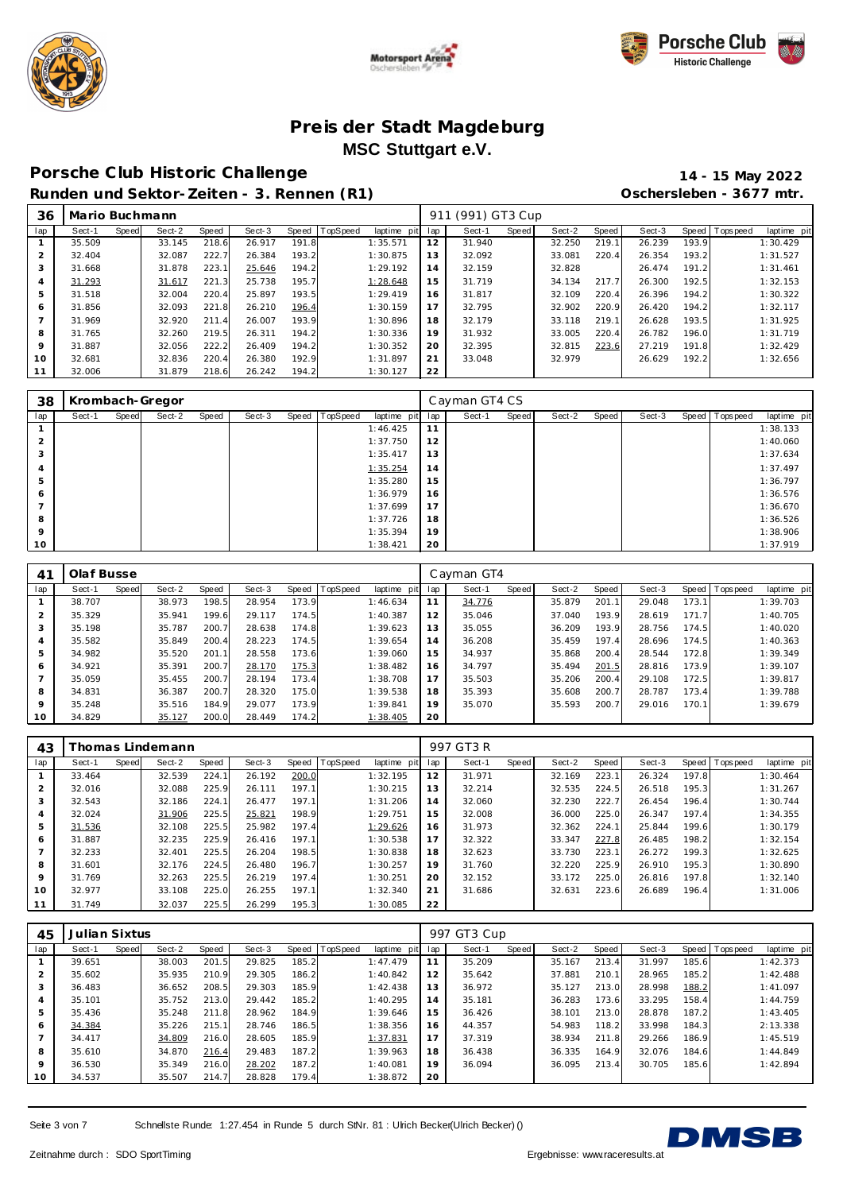# Preis der Stadt Magdeburg

## MSC Stuttgart e.V.

## Porsche Club Historic Challenge

**14 - 15 May 2022**

**Runden und Sektor-Zeiten - 3. Rennen (R1)**

**Oschersleben - 3677 mtr.**

| 36 | Mario Buchmann | | | | | | | | 911 (991) GT3 Cup | | | | | | | | |
|---|---|---|---|---|---|---|---|---|---|---|---|---|---|---|---|---|---|
| lap | Sect-1 | Speed | Sect-2 | Speed | Sect-3 | Speed | TopSpeed | laptime pit | lap | Sect-1 | Speed | Sect-2 | Speed | Sect-3 | Speed | Topspeed | laptime pit |
| 1 | 35.509 | | 33.145 | 218.6 | 26.917 | 191.8 | | 1:35.571 | 12 | 31.940 | | 32.250 | 219.1 | 26.239 | 193.9 | | 1:30.429 |
| 2 | 32.404 | | 32.087 | 222.7 | 26.384 | 193.2 | | 1:30.875 | 13 | 32.092 | | 33.081 | 220.4 | 26.354 | 193.2 | | 1:31.527 |
| 3 | 31.668 | | 31.878 | 223.1 | 25.646 | 194.2 | | 1:29.192 | 14 | 32.159 | | 32.828 | | 26.474 | 191.2 | | 1:31.461 |
| 4 | 31.293 | | 31.617 | 221.3 | 25.738 | 195.7 | | 1:28.648 | 15 | 31.719 | | 34.134 | 217.7 | 26.300 | 192.5 | | 1:32.153 |
| 5 | 31.518 | | 32.004 | 220.4 | 25.897 | 193.5 | | 1:29.419 | 16 | 31.817 | | 32.109 | 220.4 | 26.396 | 194.2 | | 1:30.322 |
| 6 | 31.856 | | 32.093 | 221.8 | 26.210 | 196.4 | | 1:30.159 | 17 | 32.795 | | 32.902 | 220.9 | 26.420 | 194.2 | | 1:32.117 |
| 7 | 31.969 | | 32.920 | 211.4 | 26.007 | 193.9 | | 1:30.896 | 18 | 32.179 | | 33.118 | 219.1 | 26.628 | 193.5 | | 1:31.925 |
| 8 | 31.765 | | 32.260 | 219.5 | 26.311 | 194.2 | | 1:30.336 | 19 | 31.932 | | 33.005 | 220.4 | 26.782 | 196.0 | | 1:31.719 |
| 9 | 31.887 | | 32.056 | 222.2 | 26.409 | 194.2 | | 1:30.352 | 20 | 32.395 | | 32.815 | 223.6 | 27.219 | 191.8 | | 1:32.429 |
| 10 | 32.681 | | 32.836 | 220.4 | 26.380 | 192.9 | | 1:31.897 | 21 | 33.048 | | 32.979 | | 26.629 | 192.2 | | 1:32.656 |
| 11 | 32.006 | | 31.879 | 218.6 | 26.242 | 194.2 | | 1:30.127 | 22 | | | | | | | | |

| 38 | Krombach-Gregor | | | | | | | | Cayman GT4 CS | | | | | | | | |
|---|---|---|---|---|---|---|---|---|---|---|---|---|---|---|---|---|---|
| lap | Sect-1 | Speed | Sect-2 | Speed | Sect-3 | Speed | TopSpeed | laptime pit | lap | Sect-1 | Speed | Sect-2 | Speed | Sect-3 | Speed | Topspeed | laptime pit |
| 1 | | | | | | | | 1:46.425 | 11 | | | | | | | | 1:38.133 |
| 2 | | | | | | | | 1:37.750 | 12 | | | | | | | | 1:40.060 |
| 3 | | | | | | | | 1:35.417 | 13 | | | | | | | | 1:37.634 |
| 4 | | | | | | | | 1:35.254 | 14 | | | | | | | | 1:37.497 |
| 5 | | | | | | | | 1:35.280 | 15 | | | | | | | | 1:36.797 |
| 6 | | | | | | | | 1:36.979 | 16 | | | | | | | | 1:36.576 |
| 7 | | | | | | | | 1:37.699 | 17 | | | | | | | | 1:36.670 |
| 8 | | | | | | | | 1:37.726 | 18 | | | | | | | | 1:36.526 |
| 9 | | | | | | | | 1:35.394 | 19 | | | | | | | | 1:38.906 |
| 10 | | | | | | | | 1:38.421 | 20 | | | | | | | | 1:37.919 |

| 41 | Olaf Busse | | | | | | | | Cayman GT4 | | | | | | | | |
|---|---|---|---|---|---|---|---|---|---|---|---|---|---|---|---|---|---|
| lap | Sect-1 | Speed | Sect-2 | Speed | Sect-3 | Speed | TopSpeed | laptime pit | lap | Sect-1 | Speed | Sect-2 | Speed | Sect-3 | Speed | Topspeed | laptime pit |
| 1 | 38.707 | | 38.973 | 198.5 | 28.954 | 173.9 | | 1:46.634 | 11 | 34.776 | | 35.879 | 201.1 | 29.048 | 173.1 | | 1:39.703 |
| 2 | 35.329 | | 35.941 | 199.6 | 29.117 | 174.5 | | 1:40.387 | 12 | 35.046 | | 37.040 | 193.9 | 28.619 | 171.7 | | 1:40.705 |
| 3 | 35.198 | | 35.787 | 200.7 | 28.638 | 174.8 | | 1:39.623 | 13 | 35.055 | | 36.209 | 193.9 | 28.756 | 174.5 | | 1:40.020 |
| 4 | 35.582 | | 35.849 | 200.4 | 28.223 | 174.5 | | 1:39.654 | 14 | 36.208 | | 35.459 | 197.4 | 28.696 | 174.5 | | 1:40.363 |
| 5 | 34.982 | | 35.520 | 201.1 | 28.558 | 173.6 | | 1:39.060 | 15 | 34.937 | | 35.868 | 200.4 | 28.544 | 172.8 | | 1:39.349 |
| 6 | 34.921 | | 35.391 | 200.7 | 28.170 | 175.3 | | 1:38.482 | 16 | 34.797 | | 35.494 | 201.5 | 28.816 | 173.9 | | 1:39.107 |
| 7 | 35.059 | | 35.455 | 200.7 | 28.194 | 173.4 | | 1:38.708 | 17 | 35.503 | | 35.206 | 200.4 | 29.108 | 172.5 | | 1:39.817 |
| 8 | 34.831 | | 36.387 | 200.7 | 28.320 | 175.0 | | 1:39.538 | 18 | 35.393 | | 35.608 | 200.7 | 28.787 | 173.4 | | 1:39.788 |
| 9 | 35.248 | | 35.516 | 184.9 | 29.077 | 173.9 | | 1:39.841 | 19 | 35.070 | | 35.593 | 200.7 | 29.016 | 170.1 | | 1:39.679 |
| 10 | 34.829 | | 35.127 | 200.0 | 28.449 | 174.2 | | 1:38.405 | 20 | | | | | | | | |

| 43 | Thomas Lindemann | | | | | | | | 997 GT3 R | | | | | | | | |
|---|---|---|---|---|---|---|---|---|---|---|---|---|---|---|---|---|---|
| lap | Sect-1 | Speed | Sect-2 | Speed | Sect-3 | Speed | TopSpeed | laptime pit | lap | Sect-1 | Speed | Sect-2 | Speed | Sect-3 | Speed | Topspeed | laptime pit |
| 1 | 33.464 | | 32.539 | 224.1 | 26.192 | 200.0 | | 1:32.195 | 12 | 31.971 | | 32.169 | 223.1 | 26.324 | 197.8 | | 1:30.464 |
| 2 | 32.016 | | 32.088 | 225.9 | 26.111 | 197.1 | | 1:30.215 | 13 | 32.214 | | 32.535 | 224.5 | 26.518 | 195.3 | | 1:31.267 |
| 3 | 32.543 | | 32.186 | 224.1 | 26.477 | 197.1 | | 1:31.206 | 14 | 32.060 | | 32.230 | 222.7 | 26.454 | 196.4 | | 1:30.744 |
| 4 | 32.024 | | 31.906 | 225.5 | 25.821 | 198.9 | | 1:29.751 | 15 | 32.008 | | 36.000 | 225.0 | 26.347 | 197.4 | | 1:34.355 |
| 5 | 31.536 | | 32.108 | 225.5 | 25.982 | 197.4 | | 1:29.626 | 16 | 31.973 | | 32.362 | 224.1 | 25.844 | 199.6 | | 1:30.179 |
| 6 | 31.887 | | 32.235 | 225.9 | 26.416 | 197.1 | | 1:30.538 | 17 | 32.322 | | 33.347 | 227.8 | 26.485 | 198.2 | | 1:32.154 |
| 7 | 32.233 | | 32.401 | 225.5 | 26.204 | 198.5 | | 1:30.838 | 18 | 32.623 | | 33.730 | 223.1 | 26.272 | 199.3 | | 1:32.625 |
| 8 | 31.601 | | 32.176 | 224.5 | 26.480 | 196.7 | | 1:30.257 | 19 | 31.760 | | 32.220 | 225.9 | 26.910 | 195.3 | | 1:30.890 |
| 9 | 31.769 | | 32.263 | 225.5 | 26.219 | 197.4 | | 1:30.251 | 20 | 32.152 | | 33.172 | 225.0 | 26.816 | 197.8 | | 1:32.140 |
| 10 | 32.977 | | 33.108 | 225.0 | 26.255 | 197.1 | | 1:32.340 | 21 | 31.686 | | 32.631 | 223.6 | 26.689 | 196.4 | | 1:31.006 |
| 11 | 31.749 | | 32.037 | 225.5 | 26.299 | 195.3 | | 1:30.085 | 22 | | | | | | | | |

| 45 | Julian Sixtus | | | | | | | | 997 GT3 Cup | | | | | | | | |
|---|---|---|---|---|---|---|---|---|---|---|---|---|---|---|---|---|---|
| lap | Sect-1 | Speed | Sect-2 | Speed | Sect-3 | Speed | TopSpeed | laptime pit | lap | Sect-1 | Speed | Sect-2 | Speed | Sect-3 | Speed | Topspeed | laptime pit |
| 1 | 39.651 | | 38.003 | 201.5 | 29.825 | 185.2 | | 1:47.479 | 11 | 35.209 | | 35.167 | 213.4 | 31.997 | 185.6 | | 1:42.373 |
| 2 | 35.602 | | 35.935 | 210.9 | 29.305 | 186.2 | | 1:40.842 | 12 | 35.642 | | 37.881 | 210.1 | 28.965 | 185.2 | | 1:42.488 |
| 3 | 36.483 | | 36.652 | 208.5 | 29.303 | 185.9 | | 1:42.438 | 13 | 36.972 | | 35.127 | 213.0 | 28.998 | 188.2 | | 1:41.097 |
| 4 | 35.101 | | 35.752 | 213.0 | 29.442 | 185.2 | | 1:40.295 | 14 | 35.181 | | 36.283 | 173.6 | 33.295 | 158.4 | | 1:44.759 |
| 5 | 35.436 | | 35.248 | 211.8 | 28.962 | 184.9 | | 1:39.646 | 15 | 36.426 | | 38.101 | 213.0 | 28.878 | 187.2 | | 1:43.405 |
| 6 | 34.384 | | 35.226 | 215.1 | 28.746 | 186.5 | | 1:38.356 | 16 | 44.357 | | 54.983 | 118.2 | 33.998 | 184.3 | | 2:13.338 |
| 7 | 34.417 | | 34.809 | 216.0 | 28.605 | 185.9 | | 1:37.831 | 17 | 37.319 | | 38.934 | 211.8 | 29.266 | 186.9 | | 1:45.519 |
| 8 | 35.610 | | 34.870 | 216.4 | 29.483 | 187.2 | | 1:39.963 | 18 | 36.438 | | 36.335 | 164.9 | 32.076 | 184.6 | | 1:44.849 |
| 9 | 36.530 | | 35.349 | 216.0 | 28.202 | 187.2 | | 1:40.081 | 19 | 36.094 | | 36.095 | 213.4 | 30.705 | 185.6 | | 1:42.894 |
| 10 | 34.537 | | 35.507 | 214.7 | 28.828 | 179.4 | | 1:38.872 | 20 | | | | | | | | |

Schnellste Runde: 1:27.454 in Runde 5 durch StNr. 81 : Ulrich Becker(Ulrich Becker) ()

Zeitnahme durch : SDO SportTiming

Ergebnisse: www.raceresults.at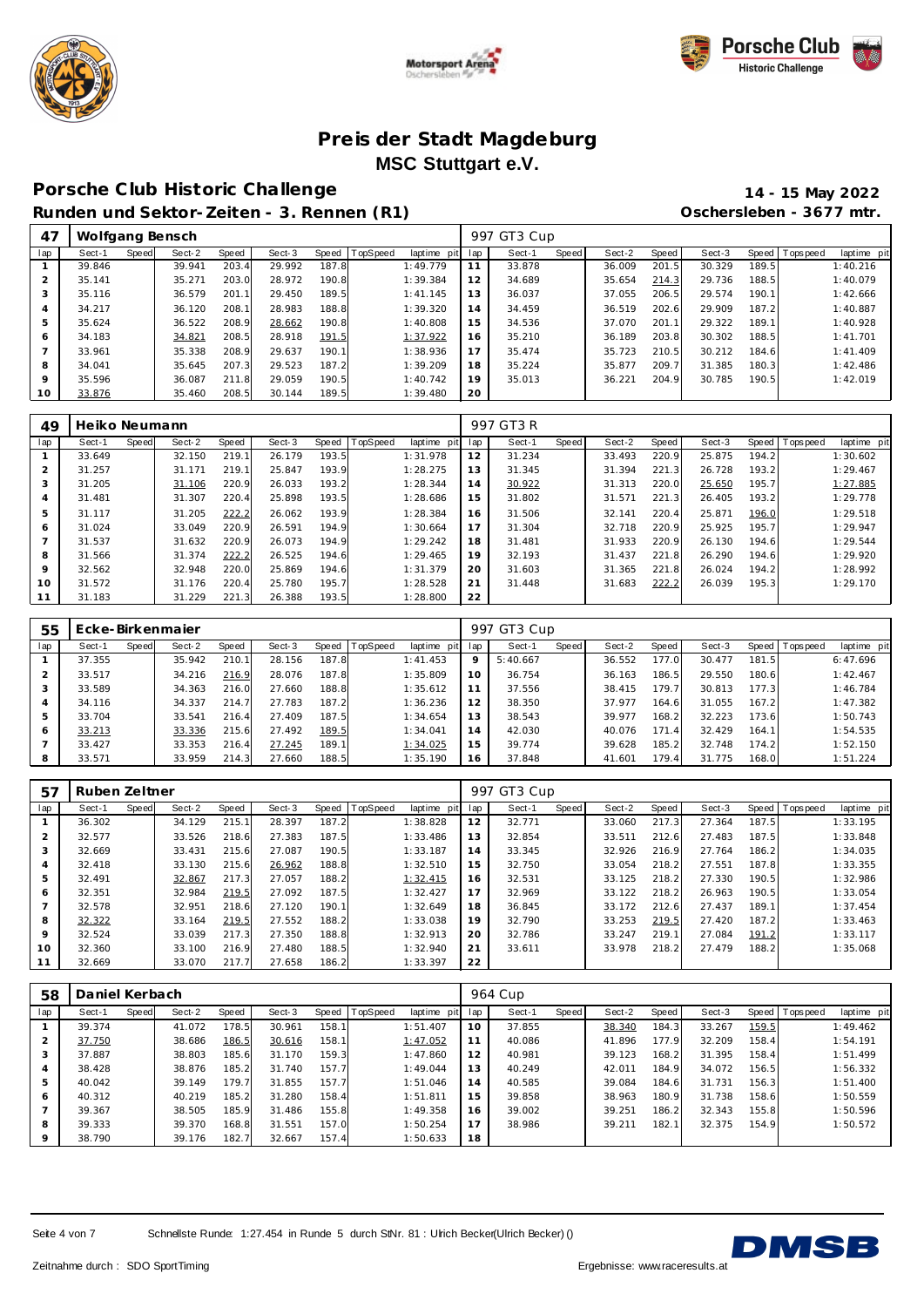# Preis der Stadt Magdeburg

## MSC Stuttgart e.V.

**Porsche Club Historic Challenge** — **14 - 15 May 2022**

**Runden und Sektor-Zeiten - 3. Rennen (R1)** — **Oschersleben - 3677 mtr.**

| 47 | Wolfgang Bensch | | | | | | | | 997 GT3 Cup | | | | | | | | |
|---|---|---|---|---|---|---|---|---|---|---|---|---|---|---|---|---|---|
| lap | Sect-1 | Speed | Sect-2 | Speed | Sect-3 | Speed | TopSpeed | laptime pit | lap | Sect-1 | Speed | Sect-2 | Speed | Sect-3 | Speed | Topspeed | laptime pit |
| 1 | 39.846 | | 39.941 | 203.4 | 29.992 | 187.8 | | 1:49.779 | 11 | 33.878 | | 36.009 | 201.5 | 30.329 | 189.5 | | 1:40.216 |
| 2 | 35.141 | | 35.271 | 203.0 | 28.972 | 190.8 | | 1:39.384 | 12 | 34.689 | | 35.654 | 214.3 | 29.736 | 188.5 | | 1:40.079 |
| 3 | 35.116 | | 36.579 | 201.1 | 29.450 | 189.5 | | 1:41.145 | 13 | 36.037 | | 37.055 | 206.5 | 29.574 | 190.1 | | 1:42.666 |
| 4 | 34.217 | | 36.120 | 208.1 | 28.983 | 188.8 | | 1:39.320 | 14 | 34.459 | | 36.519 | 202.6 | 29.909 | 187.2 | | 1:40.887 |
| 5 | 35.624 | | 36.522 | 208.9 | 28.662 | 190.8 | | 1:40.808 | 15 | 34.536 | | 37.070 | 201.1 | 29.322 | 189.1 | | 1:40.928 |
| 6 | 34.183 | | 34.821 | 208.5 | 28.918 | 191.5 | | 1:37.922 | 16 | 35.210 | | 36.189 | 203.8 | 30.302 | 188.5 | | 1:41.701 |
| 7 | 33.961 | | 35.338 | 208.9 | 29.637 | 190.1 | | 1:38.936 | 17 | 35.474 | | 35.723 | 210.5 | 30.212 | 184.6 | | 1:41.409 |
| 8 | 34.041 | | 35.645 | 207.3 | 29.523 | 187.2 | | 1:39.209 | 18 | 35.224 | | 35.877 | 209.7 | 31.385 | 180.3 | | 1:42.486 |
| 9 | 35.596 | | 36.087 | 211.8 | 29.059 | 190.5 | | 1:40.742 | 19 | 35.013 | | 36.221 | 204.9 | 30.785 | 190.5 | | 1:42.019 |
| 10 | 33.876 | | 35.460 | 208.5 | 30.144 | 189.5 | | 1:39.480 | 20 | | | | | | | | |

| 49 | Heiko Neumann | | | | | | | | 997 GT3 R | | | | | | | | |
|---|---|---|---|---|---|---|---|---|---|---|---|---|---|---|---|---|---|
| lap | Sect-1 | Speed | Sect-2 | Speed | Sect-3 | Speed | TopSpeed | laptime pit | lap | Sect-1 | Speed | Sect-2 | Speed | Sect-3 | Speed | Topspeed | laptime pit |
| 1 | 33.649 | | 32.150 | 219.1 | 26.179 | 193.5 | | 1:31.978 | 12 | 31.234 | | 33.493 | 220.9 | 25.875 | 194.2 | | 1:30.602 |
| 2 | 31.257 | | 31.171 | 219.1 | 25.847 | 193.9 | | 1:28.275 | 13 | 31.345 | | 31.394 | 221.3 | 26.728 | 193.2 | | 1:29.467 |
| 3 | 31.205 | | 31.106 | 220.9 | 26.033 | 193.2 | | 1:28.344 | 14 | 30.922 | | 31.313 | 220.0 | 25.650 | 195.7 | | 1:27.885 |
| 4 | 31.481 | | 31.307 | 220.4 | 25.898 | 193.5 | | 1:28.686 | 15 | 31.802 | | 31.571 | 221.3 | 26.405 | 193.2 | | 1:29.778 |
| 5 | 31.117 | | 31.205 | 222.2 | 26.062 | 193.9 | | 1:28.384 | 16 | 31.506 | | 32.141 | 220.4 | 25.871 | 196.0 | | 1:29.518 |
| 6 | 31.024 | | 33.049 | 220.9 | 26.591 | 194.9 | | 1:30.664 | 17 | 31.304 | | 32.718 | 220.9 | 25.925 | 195.7 | | 1:29.947 |
| 7 | 31.537 | | 31.632 | 220.9 | 26.073 | 194.9 | | 1:29.242 | 18 | 31.481 | | 31.933 | 220.9 | 26.130 | 194.6 | | 1:29.544 |
| 8 | 31.566 | | 31.374 | 222.2 | 26.525 | 194.6 | | 1:29.465 | 19 | 32.193 | | 31.437 | 221.8 | 26.290 | 194.6 | | 1:29.920 |
| 9 | 32.562 | | 32.948 | 220.0 | 25.869 | 194.6 | | 1:31.379 | 20 | 31.603 | | 31.365 | 221.8 | 26.024 | 194.2 | | 1:28.992 |
| 10 | 31.572 | | 31.176 | 220.4 | 25.780 | 195.7 | | 1:28.528 | 21 | 31.448 | | 31.683 | 222.2 | 26.039 | 195.3 | | 1:29.170 |
| 11 | 31.183 | | 31.229 | 221.3 | 26.388 | 193.5 | | 1:28.800 | 22 | | | | | | | | |

| 55 | Ecke-Birkenmaier | | | | | | | | 997 GT3 Cup | | | | | | | | |
|---|---|---|---|---|---|---|---|---|---|---|---|---|---|---|---|---|---|
| lap | Sect-1 | Speed | Sect-2 | Speed | Sect-3 | Speed | TopSpeed | laptime pit | lap | Sect-1 | Speed | Sect-2 | Speed | Sect-3 | Speed | Topspeed | laptime pit |
| 1 | 37.355 | | 35.942 | 210.1 | 28.156 | 187.8 | | 1:41.453 | 9 | 5:40.667 | | 36.552 | 177.0 | 30.477 | 181.5 | | 6:47.696 |
| 2 | 33.517 | | 34.216 | 216.9 | 28.076 | 187.8 | | 1:35.809 | 10 | 36.754 | | 36.163 | 186.5 | 29.550 | 180.6 | | 1:42.467 |
| 3 | 33.589 | | 34.363 | 216.0 | 27.660 | 188.8 | | 1:35.612 | 11 | 37.556 | | 38.415 | 179.7 | 30.813 | 177.3 | | 1:46.784 |
| 4 | 34.116 | | 34.337 | 214.7 | 27.783 | 187.2 | | 1:36.236 | 12 | 38.350 | | 37.977 | 164.6 | 31.055 | 167.2 | | 1:47.382 |
| 5 | 33.704 | | 33.541 | 216.4 | 27.409 | 187.5 | | 1:34.654 | 13 | 38.543 | | 39.977 | 168.2 | 32.223 | 173.6 | | 1:50.743 |
| 6 | 33.213 | | 33.336 | 215.6 | 27.492 | 189.5 | | 1:34.041 | 14 | 42.030 | | 40.076 | 171.4 | 32.429 | 164.1 | | 1:54.535 |
| 7 | 33.427 | | 33.353 | 216.4 | 27.245 | 189.1 | | 1:34.025 | 15 | 39.774 | | 39.628 | 185.2 | 32.748 | 174.2 | | 1:52.150 |
| 8 | 33.571 | | 33.959 | 214.3 | 27.660 | 188.5 | | 1:35.190 | 16 | 37.848 | | 41.601 | 179.4 | 31.775 | 168.0 | | 1:51.224 |

| 57 | Ruben Zeltner | | | | | | | | 997 GT3 Cup | | | | | | | | |
|---|---|---|---|---|---|---|---|---|---|---|---|---|---|---|---|---|---|
| lap | Sect-1 | Speed | Sect-2 | Speed | Sect-3 | Speed | TopSpeed | laptime pit | lap | Sect-1 | Speed | Sect-2 | Speed | Sect-3 | Speed | Topspeed | laptime pit |
| 1 | 36.302 | | 34.129 | 215.1 | 28.397 | 187.2 | | 1:38.828 | 12 | 32.771 | | 33.060 | 217.3 | 27.364 | 187.5 | | 1:33.195 |
| 2 | 32.577 | | 33.526 | 218.6 | 27.383 | 187.5 | | 1:33.486 | 13 | 32.854 | | 33.511 | 212.6 | 27.483 | 187.5 | | 1:33.848 |
| 3 | 32.669 | | 33.431 | 215.6 | 27.087 | 190.5 | | 1:33.187 | 14 | 33.345 | | 32.926 | 216.9 | 27.764 | 186.2 | | 1:34.035 |
| 4 | 32.418 | | 33.130 | 215.6 | 26.962 | 188.8 | | 1:32.510 | 15 | 32.750 | | 33.054 | 218.2 | 27.551 | 187.8 | | 1:33.355 |
| 5 | 32.491 | | 32.867 | 217.3 | 27.057 | 188.2 | | 1:32.415 | 16 | 32.531 | | 33.125 | 218.2 | 27.330 | 190.5 | | 1:32.986 |
| 6 | 32.351 | | 32.984 | 219.5 | 27.092 | 187.5 | | 1:32.427 | 17 | 32.969 | | 33.122 | 218.2 | 26.963 | 190.5 | | 1:33.054 |
| 7 | 32.578 | | 32.951 | 218.6 | 27.120 | 190.1 | | 1:32.649 | 18 | 36.845 | | 33.172 | 212.6 | 27.437 | 189.1 | | 1:37.454 |
| 8 | 32.322 | | 33.164 | 219.5 | 27.552 | 188.2 | | 1:33.038 | 19 | 32.790 | | 33.253 | 219.5 | 27.420 | 187.2 | | 1:33.463 |
| 9 | 32.524 | | 33.039 | 217.3 | 27.350 | 188.8 | | 1:32.913 | 20 | 32.786 | | 33.247 | 219.1 | 27.084 | 191.2 | | 1:33.117 |
| 10 | 32.360 | | 33.100 | 216.9 | 27.480 | 188.5 | | 1:32.940 | 21 | 33.611 | | 33.978 | 218.2 | 27.479 | 188.2 | | 1:35.068 |
| 11 | 32.669 | | 33.070 | 217.7 | 27.658 | 186.2 | | 1:33.397 | 22 | | | | | | | | |

| 58 | Daniel Kerbach | | | | | | | | 964 Cup | | | | | | | | |
|---|---|---|---|---|---|---|---|---|---|---|---|---|---|---|---|---|---|
| lap | Sect-1 | Speed | Sect-2 | Speed | Sect-3 | Speed | TopSpeed | laptime pit | lap | Sect-1 | Speed | Sect-2 | Speed | Sect-3 | Speed | Topspeed | laptime pit |
| 1 | 39.374 | | 41.072 | 178.5 | 30.961 | 158.1 | | 1:51.407 | 10 | 37.855 | | 38.340 | 184.3 | 33.267 | 159.5 | | 1:49.462 |
| 2 | 37.750 | | 38.686 | 186.5 | 30.616 | 158.1 | | 1:47.052 | 11 | 40.086 | | 41.896 | 177.9 | 32.209 | 158.4 | | 1:54.191 |
| 3 | 37.887 | | 38.803 | 185.6 | 31.170 | 159.3 | | 1:47.860 | 12 | 40.981 | | 39.123 | 168.2 | 31.395 | 158.4 | | 1:51.499 |
| 4 | 38.428 | | 38.876 | 185.2 | 31.740 | 157.7 | | 1:49.044 | 13 | 40.249 | | 42.011 | 184.9 | 34.072 | 156.5 | | 1:56.332 |
| 5 | 40.042 | | 39.149 | 179.7 | 31.855 | 157.7 | | 1:51.046 | 14 | 40.585 | | 39.084 | 184.6 | 31.731 | 156.3 | | 1:51.400 |
| 6 | 40.312 | | 40.219 | 185.2 | 31.280 | 158.4 | | 1:51.811 | 15 | 39.858 | | 38.963 | 180.9 | 31.738 | 158.6 | | 1:50.559 |
| 7 | 39.367 | | 38.505 | 185.9 | 31.486 | 155.8 | | 1:49.358 | 16 | 39.002 | | 39.251 | 186.2 | 32.343 | 155.8 | | 1:50.596 |
| 8 | 39.333 | | 39.370 | 168.8 | 31.551 | 157.0 | | 1:50.254 | 17 | 38.986 | | 39.211 | 182.1 | 32.375 | 154.9 | | 1:50.572 |
| 9 | 38.790 | | 39.176 | 182.7 | 32.667 | 157.4 | | 1:50.633 | 18 | | | | | | | | |

Schnellste Runde: 1:27.454 in Runde 5 durch StNr. 81 : Ulrich Becker(Ulrich Becker) ()

Zeitnahme durch : SDO SportTiming

Ergebnisse: www.raceresults.at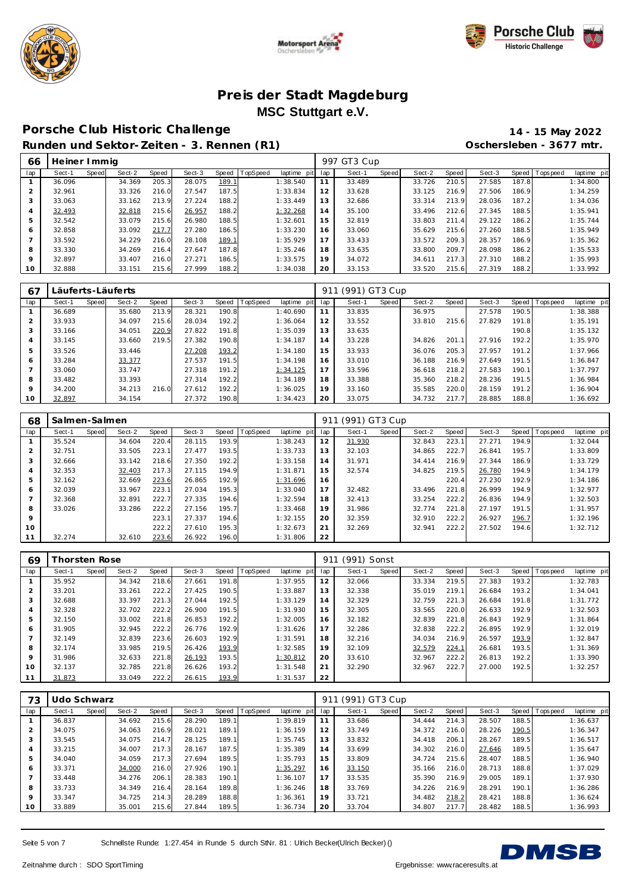# Preis der Stadt Magdeburg
## MSC Stuttgart e.V.

**Porsche Club Historic Challenge** — **14 - 15 May 2022**

**Runden und Sektor-Zeiten - 3. Rennen (R1)** — **Oschersleben - 3677 mtr.**

| 66 | Heiner Immig | | | | | | | | 997 GT3 Cup | | | | | | | | |
|---|---|---|---|---|---|---|---|---|---|---|---|---|---|---|---|---|---|
| lap | Sect-1 | Speed | Sect-2 | Speed | Sect-3 | Speed | TopSpeed | laptime pit | lap | Sect-1 | Speed | Sect-2 | Speed | Sect-3 | Speed | Topspeed | laptime pit |
| 1 | 36.096 | | 34.369 | 205.3 | 28.075 | 189.1 | | 1:38.540 | 11 | 33.489 | | 33.726 | 210.5 | 27.585 | 187.8 | | 1:34.800 |
| 2 | 32.961 | | 33.326 | 216.0 | 27.547 | 187.5 | | 1:33.834 | 12 | 33.628 | | 33.125 | 216.9 | 27.506 | 186.9 | | 1:34.259 |
| 3 | 33.063 | | 33.162 | 213.9 | 27.224 | 188.2 | | 1:33.449 | 13 | 32.686 | | 33.314 | 213.9 | 28.036 | 187.2 | | 1:34.036 |
| 4 | 32.493 | | 32.818 | 215.6 | 26.957 | 188.2 | | 1:32.268 | 14 | 35.100 | | 33.496 | 212.6 | 27.345 | 188.5 | | 1:35.941 |
| 5 | 32.542 | | 33.079 | 215.6 | 26.980 | 188.5 | | 1:32.601 | 15 | 32.819 | | 33.803 | 211.4 | 29.122 | 186.2 | | 1:35.744 |
| 6 | 32.858 | | 33.092 | 217.7 | 27.280 | 186.5 | | 1:33.230 | 16 | 33.060 | | 35.629 | 215.6 | 27.260 | 188.5 | | 1:35.949 |
| 7 | 33.592 | | 34.229 | 216.0 | 28.108 | 189.1 | | 1:35.929 | 17 | 33.433 | | 33.572 | 209.3 | 28.357 | 186.9 | | 1:35.362 |
| 8 | 33.330 | | 34.269 | 216.4 | 27.647 | 187.8 | | 1:35.246 | 18 | 33.635 | | 33.800 | 209.7 | 28.098 | 186.2 | | 1:35.533 |
| 9 | 32.897 | | 33.407 | 216.0 | 27.271 | 186.5 | | 1:33.575 | 19 | 34.072 | | 34.611 | 217.3 | 27.310 | 188.2 | | 1:35.993 |
| 10 | 32.888 | | 33.151 | 215.6 | 27.999 | 188.2 | | 1:34.038 | 20 | 33.153 | | 33.520 | 215.6 | 27.319 | 188.2 | | 1:33.992 |

| 67 | Läuferts-Läuferts | | | | | | | | 911 (991) GT3 Cup | | | | | | | | |
|---|---|---|---|---|---|---|---|---|---|---|---|---|---|---|---|---|---|
| lap | Sect-1 | Speed | Sect-2 | Speed | Sect-3 | Speed | TopSpeed | laptime pit | lap | Sect-1 | Speed | Sect-2 | Speed | Sect-3 | Speed | Topspeed | laptime pit |
| 1 | 36.689 | | 35.680 | 213.9 | 28.321 | 190.8 | | 1:40.690 | 11 | 33.835 | | 36.975 | | 27.578 | 190.5 | | 1:38.388 |
| 2 | 33.933 | | 34.097 | 215.6 | 28.034 | 192.2 | | 1:36.064 | 12 | 33.552 | | 33.810 | 215.6 | 27.829 | 191.8 | | 1:35.191 |
| 3 | 33.166 | | 34.051 | 220.9 | 27.822 | 191.8 | | 1:35.039 | 13 | 33.635 | | | | | 190.8 | | 1:35.132 |
| 4 | 33.145 | | 33.660 | 219.5 | 27.382 | 190.8 | | 1:34.187 | 14 | 33.228 | | 34.826 | 201.1 | 27.916 | 192.2 | | 1:35.970 |
| 5 | 33.526 | | 33.446 | | 27.208 | 193.2 | | 1:34.180 | 15 | 33.933 | | 36.076 | 205.3 | 27.957 | 191.2 | | 1:37.966 |
| 6 | 33.284 | | 33.377 | | 27.537 | 191.5 | | 1:34.198 | 16 | 33.010 | | 36.188 | 216.9 | 27.649 | 191.5 | | 1:36.847 |
| 7 | 33.060 | | 33.747 | | 27.318 | 191.2 | | 1:34.125 | 17 | 33.596 | | 36.618 | 218.2 | 27.583 | 190.1 | | 1:37.797 |
| 8 | 33.482 | | 33.393 | | 27.314 | 192.2 | | 1:34.189 | 18 | 33.388 | | 35.360 | 218.2 | 28.236 | 191.5 | | 1:36.984 |
| 9 | 34.200 | | 34.213 | 216.0 | 27.612 | 192.2 | | 1:36.025 | 19 | 33.160 | | 35.585 | 220.0 | 28.159 | 191.2 | | 1:36.904 |
| 10 | 32.897 | | 34.154 | | 27.372 | 190.8 | | 1:34.423 | 20 | 33.075 | | 34.732 | 217.7 | 28.885 | 188.8 | | 1:36.692 |

| 68 | Salmen-Salmen | | | | | | | | 911 (991) GT3 Cup | | | | | | | | |
|---|---|---|---|---|---|---|---|---|---|---|---|---|---|---|---|---|---|
| lap | Sect-1 | Speed | Sect-2 | Speed | Sect-3 | Speed | TopSpeed | laptime pit | lap | Sect-1 | Speed | Sect-2 | Speed | Sect-3 | Speed | Topspeed | laptime pit |
| 1 | 35.524 | | 34.604 | 220.4 | 28.115 | 193.9 | | 1:38.243 | 12 | 31.930 | | 32.843 | 223.1 | 27.271 | 194.9 | | 1:32.044 |
| 2 | 32.751 | | 33.505 | 223.1 | 27.477 | 193.5 | | 1:33.733 | 13 | 32.103 | | 34.865 | 222.7 | 26.841 | 195.7 | | 1:33.809 |
| 3 | 32.666 | | 33.142 | 218.6 | 27.350 | 192.2 | | 1:33.158 | 14 | 31.971 | | 34.414 | 216.9 | 27.344 | 186.9 | | 1:33.729 |
| 4 | 32.353 | | 32.403 | 217.3 | 27.115 | 194.9 | | 1:31.871 | 15 | 32.574 | | 34.825 | 219.5 | 26.780 | 194.9 | | 1:34.179 |
| 5 | 32.162 | | 32.669 | 223.6 | 26.865 | 192.9 | | 1:31.696 | 16 | | | | 220.4 | 27.230 | 192.9 | | 1:34.186 |
| 6 | 32.039 | | 33.967 | 223.1 | 27.034 | 195.3 | | 1:33.040 | 17 | 32.482 | | 33.496 | 221.8 | 26.999 | 194.9 | | 1:32.977 |
| 7 | 32.368 | | 32.891 | 222.7 | 27.335 | 194.6 | | 1:32.594 | 18 | 32.413 | | 33.254 | 222.2 | 26.836 | 194.9 | | 1:32.503 |
| 8 | 33.026 | | 33.286 | 222.2 | 27.156 | 195.7 | | 1:33.468 | 19 | 31.986 | | 32.774 | 221.8 | 27.197 | 191.5 | | 1:31.957 |
| 9 | | | | 223.1 | 27.337 | 194.6 | | 1:32.155 | 20 | 32.359 | | 32.910 | 222.2 | 26.927 | 196.7 | | 1:32.196 |
| 10 | | | | 222.2 | 27.610 | 195.3 | | 1:32.673 | 21 | 32.269 | | 32.941 | 222.2 | 27.502 | 194.6 | | 1:32.712 |
| 11 | 32.274 | | 32.610 | 223.6 | 26.922 | 196.0 | | 1:31.806 | 22 | | | | | | | | |

| 69 | Thorsten Rose | | | | | | | | 911 (991) Sonst | | | | | | | | |
|---|---|---|---|---|---|---|---|---|---|---|---|---|---|---|---|---|---|
| lap | Sect-1 | Speed | Sect-2 | Speed | Sect-3 | Speed | TopSpeed | laptime pit | lap | Sect-1 | Speed | Sect-2 | Speed | Sect-3 | Speed | Topspeed | laptime pit |
| 1 | 35.952 | | 34.342 | 218.6 | 27.661 | 191.8 | | 1:37.955 | 12 | 32.066 | | 33.334 | 219.5 | 27.383 | 193.2 | | 1:32.783 |
| 2 | 33.201 | | 33.261 | 222.2 | 27.425 | 190.5 | | 1:33.887 | 13 | 32.338 | | 35.019 | 219.1 | 26.684 | 193.2 | | 1:34.041 |
| 3 | 32.688 | | 33.397 | 221.3 | 27.044 | 192.5 | | 1:33.129 | 14 | 32.329 | | 32.759 | 221.3 | 26.684 | 191.8 | | 1:31.772 |
| 4 | 32.328 | | 32.702 | 222.2 | 26.900 | 191.5 | | 1:31.930 | 15 | 32.305 | | 33.565 | 220.0 | 26.633 | 192.9 | | 1:32.503 |
| 5 | 32.150 | | 33.002 | 221.8 | 26.853 | 192.2 | | 1:32.005 | 16 | 32.182 | | 32.839 | 221.8 | 26.843 | 192.9 | | 1:31.864 |
| 6 | 31.905 | | 32.945 | 222.2 | 26.776 | 192.9 | | 1:31.626 | 17 | 32.286 | | 32.838 | 222.2 | 26.895 | 192.9 | | 1:32.019 |
| 7 | 32.149 | | 32.839 | 223.6 | 26.603 | 192.9 | | 1:31.591 | 18 | 32.216 | | 34.034 | 216.9 | 26.597 | 193.9 | | 1:32.847 |
| 8 | 32.174 | | 33.985 | 219.5 | 26.426 | 193.9 | | 1:32.585 | 19 | 32.109 | | 32.579 | 224.1 | 26.681 | 193.5 | | 1:31.369 |
| 9 | 31.986 | | 32.633 | 221.8 | 26.193 | 193.5 | | 1:30.812 | 20 | 33.610 | | 32.967 | 222.2 | 26.813 | 192.2 | | 1:33.390 |
| 10 | 32.137 | | 32.785 | 221.8 | 26.626 | 193.2 | | 1:31.548 | 21 | 32.290 | | 32.967 | 222.7 | 27.000 | 192.5 | | 1:32.257 |
| 11 | 31.873 | | 33.049 | 222.2 | 26.615 | 193.9 | | 1:31.537 | 22 | | | | | | | | |

| 73 | Udo Schwarz | | | | | | | | 911 (991) GT3 Cup | | | | | | | | |
|---|---|---|---|---|---|---|---|---|---|---|---|---|---|---|---|---|---|
| lap | Sect-1 | Speed | Sect-2 | Speed | Sect-3 | Speed | TopSpeed | laptime pit | lap | Sect-1 | Speed | Sect-2 | Speed | Sect-3 | Speed | Topspeed | laptime pit |
| 1 | 36.837 | | 34.692 | 215.6 | 28.290 | 189.1 | | 1:39.819 | 11 | 33.686 | | 34.444 | 214.3 | 28.507 | 188.5 | | 1:36.637 |
| 2 | 34.075 | | 34.063 | 216.9 | 28.021 | 189.1 | | 1:36.159 | 12 | 33.749 | | 34.372 | 216.0 | 28.226 | 190.5 | | 1:36.347 |
| 3 | 33.545 | | 34.075 | 214.7 | 28.125 | 189.1 | | 1:35.745 | 13 | 33.832 | | 34.418 | 206.1 | 28.267 | 189.5 | | 1:36.517 |
| 4 | 33.215 | | 34.007 | 217.3 | 28.167 | 187.5 | | 1:35.389 | 14 | 33.699 | | 34.302 | 216.0 | 27.646 | 189.5 | | 1:35.647 |
| 5 | 34.040 | | 34.059 | 217.3 | 27.694 | 189.5 | | 1:35.793 | 15 | 33.809 | | 34.724 | 215.6 | 28.407 | 188.5 | | 1:36.940 |
| 6 | 33.371 | | 34.000 | 216.0 | 27.926 | 190.1 | | 1:35.297 | 16 | 33.150 | | 35.166 | 216.0 | 28.713 | 188.8 | | 1:37.029 |
| 7 | 33.448 | | 34.276 | 206.1 | 28.383 | 190.1 | | 1:36.107 | 17 | 33.535 | | 35.390 | 216.9 | 29.005 | 189.1 | | 1:37.930 |
| 8 | 33.733 | | 34.349 | 216.4 | 28.164 | 189.8 | | 1:36.246 | 18 | 33.769 | | 34.226 | 216.9 | 28.291 | 190.1 | | 1:36.286 |
| 9 | 33.347 | | 34.725 | 214.3 | 28.289 | 188.8 | | 1:36.361 | 19 | 33.721 | | 34.482 | 218.2 | 28.421 | 188.8 | | 1:36.624 |
| 10 | 33.889 | | 35.001 | 215.6 | 27.844 | 189.5 | | 1:36.734 | 20 | 33.704 | | 34.807 | 217.7 | 28.482 | 188.5 | | 1:36.993 |

Schnellste Runde: 1:27.454 in Runde 5 durch StNr. 81 : Ulrich Becker(Ulrich Becker) ()

Zeitnahme durch : SDO SportTiming

Ergebnisse: www.raceresults.at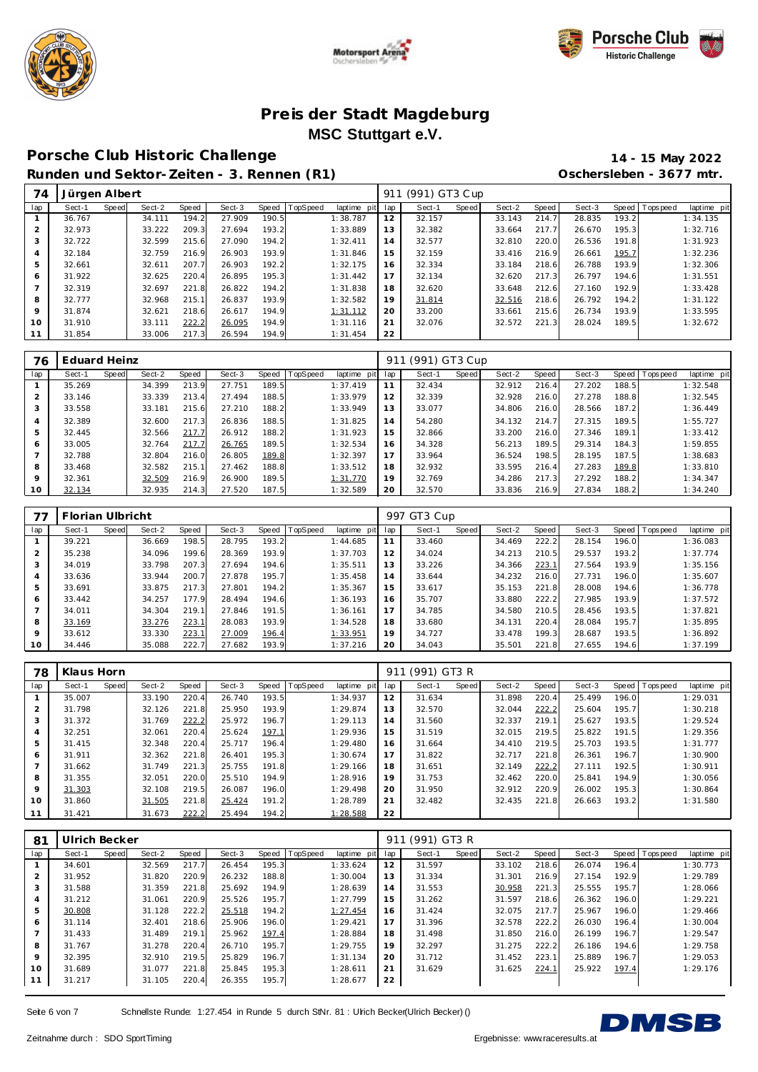# Preis der Stadt Magdeburg

## MSC Stuttgart e.V.

## Porsche Club Historic Challenge

**14 - 15 May 2022**

### Runden und Sektor-Zeiten - 3. Rennen (R1)

**Oschersleben - 3677 mtr.**

| 74 | Jürgen Albert | | | | | | | | 911 (991) GT3 Cup | | | | | | | | |
|---|---|---|---|---|---|---|---|---|---|---|---|---|---|---|---|---|---|
| lap | Sect-1 | Speed | Sect-2 | Speed | Sect-3 | Speed | TopSpeed | laptime pit | lap | Sect-1 | Speed | Sect-2 | Speed | Sect-3 | Speed | Topspeed | laptime pit |
| 1 | 36.767 | | 34.111 | 194.2 | 27.909 | 190.5 | | 1:38.787 | 12 | 32.157 | | 33.143 | 214.7 | 28.835 | 193.2 | | 1:34.135 |
| 2 | 32.973 | | 33.222 | 209.3 | 27.694 | 193.2 | | 1:33.889 | 13 | 32.382 | | 33.664 | 217.7 | 26.670 | 195.3 | | 1:32.716 |
| 3 | 32.722 | | 32.599 | 215.6 | 27.090 | 194.2 | | 1:32.411 | 14 | 32.577 | | 32.810 | 220.0 | 26.536 | 191.8 | | 1:31.923 |
| 4 | 32.184 | | 32.759 | 216.9 | 26.903 | 193.9 | | 1:31.846 | 15 | 32.159 | | 33.416 | 216.9 | 26.661 | 195.7 | | 1:32.236 |
| 5 | 32.661 | | 32.611 | 207.7 | 26.903 | 192.2 | | 1:32.175 | 16 | 32.334 | | 33.184 | 218.6 | 26.788 | 193.9 | | 1:32.306 |
| 6 | 31.922 | | 32.625 | 220.4 | 26.895 | 195.3 | | 1:31.442 | 17 | 32.134 | | 32.620 | 217.3 | 26.797 | 194.6 | | 1:31.551 |
| 7 | 32.319 | | 32.697 | 221.8 | 26.822 | 194.2 | | 1:31.838 | 18 | 32.620 | | 33.648 | 212.6 | 27.160 | 192.9 | | 1:33.428 |
| 8 | 32.777 | | 32.968 | 215.1 | 26.837 | 193.9 | | 1:32.582 | 19 | 31.814 | | 32.516 | 218.6 | 26.792 | 194.2 | | 1:31.122 |
| 9 | 31.874 | | 32.621 | 218.6 | 26.617 | 194.9 | | 1:31.112 | 20 | 33.200 | | 33.661 | 215.6 | 26.734 | 193.9 | | 1:33.595 |
| 10 | 31.910 | | 33.111 | 222.2 | 26.095 | 194.9 | | 1:31.116 | 21 | 32.076 | | 32.572 | 221.3 | 28.024 | 189.5 | | 1:32.672 |
| 11 | 31.854 | | 33.006 | 217.3 | 26.594 | 194.9 | | 1:31.454 | 22 | | | | | | | | |

| 76 | Eduard Heinz | | | | | | | | 911 (991) GT3 Cup | | | | | | | | |
|---|---|---|---|---|---|---|---|---|---|---|---|---|---|---|---|---|---|
| lap | Sect-1 | Speed | Sect-2 | Speed | Sect-3 | Speed | TopSpeed | laptime pit | lap | Sect-1 | Speed | Sect-2 | Speed | Sect-3 | Speed | Topspeed | laptime pit |
| 1 | 35.269 | | 34.399 | 213.9 | 27.751 | 189.5 | | 1:37.419 | 11 | 32.434 | | 32.912 | 216.4 | 27.202 | 188.5 | | 1:32.548 |
| 2 | 33.146 | | 33.339 | 213.4 | 27.494 | 188.5 | | 1:33.979 | 12 | 32.339 | | 32.928 | 216.0 | 27.278 | 188.8 | | 1:32.545 |
| 3 | 33.558 | | 33.181 | 215.6 | 27.210 | 188.2 | | 1:33.949 | 13 | 33.077 | | 34.806 | 216.0 | 28.566 | 187.2 | | 1:36.449 |
| 4 | 32.389 | | 32.600 | 217.3 | 26.836 | 188.5 | | 1:31.825 | 14 | 54.280 | | 34.132 | 214.7 | 27.315 | 189.5 | | 1:55.727 |
| 5 | 32.445 | | 32.566 | 217.7 | 26.912 | 188.2 | | 1:31.923 | 15 | 32.866 | | 33.200 | 216.0 | 27.346 | 189.1 | | 1:33.412 |
| 6 | 33.005 | | 32.764 | 217.7 | 26.765 | 189.5 | | 1:32.534 | 16 | 34.328 | | 56.213 | 189.5 | 29.314 | 184.3 | | 1:59.855 |
| 7 | 32.788 | | 32.804 | 216.0 | 26.805 | 189.8 | | 1:32.397 | 17 | 33.964 | | 36.524 | 198.5 | 28.195 | 187.5 | | 1:38.683 |
| 8 | 33.468 | | 32.582 | 215.1 | 27.462 | 188.8 | | 1:33.512 | 18 | 32.932 | | 33.595 | 216.4 | 27.283 | 189.8 | | 1:33.810 |
| 9 | 32.361 | | 32.509 | 216.9 | 26.900 | 189.5 | | 1:31.770 | 19 | 32.769 | | 34.286 | 217.3 | 27.292 | 188.2 | | 1:34.347 |
| 10 | 32.134 | | 32.935 | 214.3 | 27.520 | 187.5 | | 1:32.589 | 20 | 32.570 | | 33.836 | 216.9 | 27.834 | 188.2 | | 1:34.240 |

| 77 | Florian Ulbricht | | | | | | | | 997 GT3 Cup | | | | | | | | |
|---|---|---|---|---|---|---|---|---|---|---|---|---|---|---|---|---|---|
| lap | Sect-1 | Speed | Sect-2 | Speed | Sect-3 | Speed | TopSpeed | laptime pit | lap | Sect-1 | Speed | Sect-2 | Speed | Sect-3 | Speed | Topspeed | laptime pit |
| 1 | 39.221 | | 36.669 | 198.5 | 28.795 | 193.2 | | 1:44.685 | 11 | 33.460 | | 34.469 | 222.2 | 28.154 | 196.0 | | 1:36.083 |
| 2 | 35.238 | | 34.096 | 199.6 | 28.369 | 193.9 | | 1:37.703 | 12 | 34.024 | | 34.213 | 210.5 | 29.537 | 193.2 | | 1:37.774 |
| 3 | 34.019 | | 33.798 | 207.3 | 27.694 | 194.6 | | 1:35.511 | 13 | 33.226 | | 34.366 | 223.1 | 27.564 | 193.9 | | 1:35.156 |
| 4 | 33.636 | | 33.944 | 200.7 | 27.878 | 195.7 | | 1:35.458 | 14 | 33.644 | | 34.232 | 216.0 | 27.731 | 196.0 | | 1:35.607 |
| 5 | 33.691 | | 33.875 | 217.3 | 27.801 | 194.2 | | 1:35.367 | 15 | 33.617 | | 35.153 | 221.8 | 28.008 | 194.6 | | 1:36.778 |
| 6 | 33.442 | | 34.257 | 177.9 | 28.494 | 194.6 | | 1:36.193 | 16 | 35.707 | | 33.880 | 222.2 | 27.985 | 193.9 | | 1:37.572 |
| 7 | 34.011 | | 34.304 | 219.1 | 27.846 | 191.5 | | 1:36.161 | 17 | 34.785 | | 34.580 | 210.5 | 28.456 | 193.5 | | 1:37.821 |
| 8 | 33.169 | | 33.276 | 223.1 | 28.083 | 193.9 | | 1:34.528 | 18 | 33.680 | | 34.131 | 220.4 | 28.084 | 195.7 | | 1:35.895 |
| 9 | 33.612 | | 33.330 | 223.1 | 27.009 | 196.4 | | 1:33.951 | 19 | 34.727 | | 33.478 | 199.3 | 28.687 | 193.5 | | 1:36.892 |
| 10 | 34.446 | | 35.088 | 222.7 | 27.682 | 193.9 | | 1:37.216 | 20 | 34.043 | | 35.501 | 221.8 | 27.655 | 194.6 | | 1:37.199 |

| 78 | Klaus Horn | | | | | | | | 911 (991) GT3 R | | | | | | | | |
|---|---|---|---|---|---|---|---|---|---|---|---|---|---|---|---|---|---|
| lap | Sect-1 | Speed | Sect-2 | Speed | Sect-3 | Speed | TopSpeed | laptime pit | lap | Sect-1 | Speed | Sect-2 | Speed | Sect-3 | Speed | Topspeed | laptime pit |
| 1 | 35.007 | | 33.190 | 220.4 | 26.740 | 193.5 | | 1:34.937 | 12 | 31.634 | | 31.898 | 220.4 | 25.499 | 196.0 | | 1:29.031 |
| 2 | 31.798 | | 32.126 | 221.8 | 25.950 | 193.9 | | 1:29.874 | 13 | 32.570 | | 32.044 | 222.2 | 25.604 | 195.7 | | 1:30.218 |
| 3 | 31.372 | | 31.769 | 222.2 | 25.972 | 196.7 | | 1:29.113 | 14 | 31.560 | | 32.337 | 219.1 | 25.627 | 193.5 | | 1:29.524 |
| 4 | 32.251 | | 32.061 | 220.4 | 25.624 | 197.1 | | 1:29.936 | 15 | 31.519 | | 32.015 | 219.5 | 25.822 | 191.5 | | 1:29.356 |
| 5 | 31.415 | | 32.348 | 220.4 | 25.717 | 196.4 | | 1:29.480 | 16 | 31.664 | | 34.410 | 219.5 | 25.703 | 193.5 | | 1:31.777 |
| 6 | 31.911 | | 32.362 | 221.8 | 26.401 | 195.3 | | 1:30.674 | 17 | 31.822 | | 32.717 | 221.8 | 26.361 | 196.7 | | 1:30.900 |
| 7 | 31.662 | | 31.749 | 221.3 | 25.755 | 191.8 | | 1:29.166 | 18 | 31.651 | | 32.149 | 222.2 | 27.111 | 192.5 | | 1:30.911 |
| 8 | 31.355 | | 32.051 | 220.0 | 25.510 | 194.9 | | 1:28.916 | 19 | 31.753 | | 32.462 | 220.0 | 25.841 | 194.9 | | 1:30.056 |
| 9 | 31.303 | | 32.108 | 219.5 | 26.087 | 196.0 | | 1:29.498 | 20 | 31.950 | | 32.912 | 220.9 | 26.002 | 195.3 | | 1:30.864 |
| 10 | 31.860 | | 31.505 | 221.8 | 25.424 | 191.2 | | 1:28.789 | 21 | 32.482 | | 32.435 | 221.8 | 26.663 | 193.2 | | 1:31.580 |
| 11 | 31.421 | | 31.673 | 222.2 | 25.494 | 194.2 | | 1:28.588 | 22 | | | | | | | | |

| 81 | Ulrich Becker | | | | | | | | 911 (991) GT3 R | | | | | | | | |
|---|---|---|---|---|---|---|---|---|---|---|---|---|---|---|---|---|---|
| lap | Sect-1 | Speed | Sect-2 | Speed | Sect-3 | Speed | TopSpeed | laptime pit | lap | Sect-1 | Speed | Sect-2 | Speed | Sect-3 | Speed | Topspeed | laptime pit |
| 1 | 34.601 | | 32.569 | 217.7 | 26.454 | 195.3 | | 1:33.624 | 12 | 31.597 | | 33.102 | 218.6 | 26.074 | 196.4 | | 1:30.773 |
| 2 | 31.952 | | 31.820 | 220.9 | 26.232 | 188.8 | | 1:30.004 | 13 | 31.334 | | 31.301 | 216.9 | 27.154 | 192.9 | | 1:29.789 |
| 3 | 31.588 | | 31.359 | 221.8 | 25.692 | 194.9 | | 1:28.639 | 14 | 31.553 | | 30.958 | 221.3 | 25.555 | 195.7 | | 1:28.066 |
| 4 | 31.212 | | 31.061 | 220.9 | 25.526 | 195.7 | | 1:27.799 | 15 | 31.262 | | 31.597 | 218.6 | 26.362 | 196.0 | | 1:29.221 |
| 5 | 30.808 | | 31.128 | 222.2 | 25.518 | 194.2 | | 1:27.454 | 16 | 31.424 | | 32.075 | 217.7 | 25.967 | 196.0 | | 1:29.466 |
| 6 | 31.114 | | 32.401 | 218.6 | 25.906 | 196.0 | | 1:29.421 | 17 | 31.396 | | 32.578 | 222.2 | 26.030 | 196.4 | | 1:30.004 |
| 7 | 31.433 | | 31.489 | 219.1 | 25.962 | 197.4 | | 1:28.884 | 18 | 31.498 | | 31.850 | 216.0 | 26.199 | 196.7 | | 1:29.547 |
| 8 | 31.767 | | 31.278 | 220.4 | 26.710 | 195.7 | | 1:29.755 | 19 | 32.297 | | 31.275 | 222.2 | 26.186 | 194.6 | | 1:29.758 |
| 9 | 32.395 | | 32.910 | 219.5 | 25.829 | 196.7 | | 1:31.134 | 20 | 31.712 | | 31.452 | 223.1 | 25.889 | 196.7 | | 1:29.053 |
| 10 | 31.689 | | 31.077 | 221.8 | 25.845 | 195.3 | | 1:28.611 | 21 | 31.629 | | 31.625 | 224.1 | 25.922 | 197.4 | | 1:29.176 |
| 11 | 31.217 | | 31.105 | 220.4 | 26.355 | 195.7 | | 1:28.677 | 22 | | | | | | | | |

Schnellste Runde: 1:27.454 in Runde 5 durch StNr. 81 : Ulrich Becker(Ulrich Becker) ()

Zeitnahme durch : SDO SportTiming

Ergebnisse: www.raceresults.at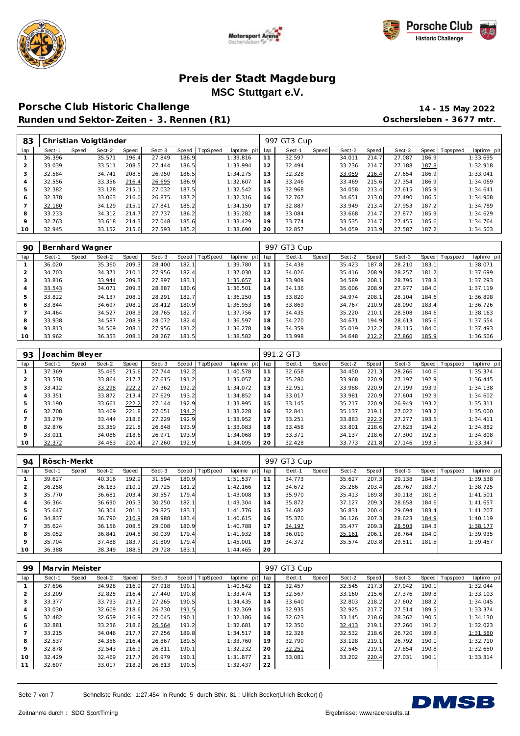# Preis der Stadt Magdeburg

## MSC Stuttgart e.V.

**Porsche Club Historic Challenge** — **14 - 15 May 2022**

**Runden und Sektor-Zeiten - 3. Rennen (R1)** — **Oschersleben - 3677 mtr.**

| 83 | Christian Voigtländer | | | | | | | | 997 GT3 Cup | | | | | | | | |
|---|---|---|---|---|---|---|---|---|---|---|---|---|---|---|---|---|---|
| lap | Sect-1 | Speed | Sect-2 | Speed | Sect-3 | Speed | TopSpeed | laptime pit | lap | Sect-1 | Speed | Sect-2 | Speed | Sect-3 | Speed | Topspeed | laptime pit |
| 1 | 36.396 | | 35.571 | 196.4 | 27.849 | 186.9 | | 1:39.816 | 11 | 32.597 | | 34.011 | 214.7 | 27.087 | 186.9 | | 1:33.695 |
| 2 | 33.039 | | 33.511 | 208.5 | 27.444 | 186.5 | | 1:33.994 | 12 | 32.494 | | 33.236 | 214.7 | 27.188 | 187.8 | | 1:32.918 |
| 3 | 32.584 | | 34.741 | 208.5 | 26.950 | 186.5 | | 1:34.275 | 13 | 32.328 | | 33.059 | 216.4 | 27.654 | 186.9 | | 1:33.041 |
| 4 | 32.556 | | 33.356 | 216.4 | 26.695 | 186.9 | | 1:32.607 | 14 | 33.246 | | 33.469 | 215.6 | 27.354 | 186.9 | | 1:34.069 |
| 5 | 32.382 | | 33.128 | 215.1 | 27.032 | 187.5 | | 1:32.542 | 15 | 32.968 | | 34.058 | 213.4 | 27.615 | 185.9 | | 1:34.641 |
| 6 | 32.378 | | 33.063 | 216.0 | 26.875 | 187.2 | | 1:32.316 | 16 | 32.767 | | 34.651 | 213.0 | 27.490 | 186.5 | | 1:34.908 |
| 7 | 32.180 | | 34.129 | 215.1 | 27.841 | 185.2 | | 1:34.150 | 17 | 32.887 | | 33.949 | 213.4 | 27.953 | 187.2 | | 1:34.789 |
| 8 | 33.233 | | 34.312 | 214.7 | 27.737 | 186.2 | | 1:35.282 | 18 | 33.084 | | 33.668 | 214.7 | 27.877 | 185.9 | | 1:34.629 |
| 9 | 32.763 | | 33.618 | 214.3 | 27.048 | 185.6 | | 1:33.429 | 19 | 33.774 | | 33.535 | 214.7 | 27.455 | 185.6 | | 1:34.764 |
| 10 | 32.945 | | 33.152 | 215.6 | 27.593 | 185.2 | | 1:33.690 | 20 | 32.857 | | 34.059 | 213.9 | 27.587 | 187.2 | | 1:34.503 |

| 90 | Bernhard Wagner | | | | | | | | 997 GT3 Cup | | | | | | | | |
|---|---|---|---|---|---|---|---|---|---|---|---|---|---|---|---|---|---|
| lap | Sect-1 | Speed | Sect-2 | Speed | Sect-3 | Speed | TopSpeed | laptime pit | lap | Sect-1 | Speed | Sect-2 | Speed | Sect-3 | Speed | Topspeed | laptime pit |
| 1 | 36.020 | | 35.360 | 209.3 | 28.400 | 182.1 | | 1:39.780 | 11 | 34.438 | | 35.423 | 187.8 | 28.210 | 183.1 | | 1:38.071 |
| 2 | 34.703 | | 34.371 | 210.1 | 27.956 | 182.4 | | 1:37.030 | 12 | 34.026 | | 35.416 | 208.9 | 28.257 | 181.2 | | 1:37.699 |
| 3 | 33.816 | | 33.944 | 209.3 | 27.897 | 183.1 | | 1:35.657 | 13 | 33.909 | | 34.589 | 208.1 | 28.795 | 178.8 | | 1:37.293 |
| 4 | 33.543 | | 34.071 | 209.3 | 28.887 | 180.6 | | 1:36.501 | 14 | 34.136 | | 35.006 | 208.9 | 27.977 | 184.0 | | 1:37.119 |
| 5 | 33.822 | | 34.137 | 208.1 | 28.291 | 182.7 | | 1:36.250 | 15 | 33.820 | | 34.974 | 208.1 | 28.104 | 184.6 | | 1:36.898 |
| 6 | 33.844 | | 34.697 | 208.1 | 28.412 | 180.9 | | 1:36.953 | 16 | 33.869 | | 34.767 | 210.9 | 28.090 | 183.4 | | 1:36.726 |
| 7 | 34.464 | | 34.527 | 208.9 | 28.765 | 182.7 | | 1:37.756 | 17 | 34.435 | | 35.220 | 210.1 | 28.508 | 184.6 | | 1:38.163 |
| 8 | 33.938 | | 34.587 | 208.9 | 28.072 | 182.4 | | 1:36.597 | 18 | 34.270 | | 34.671 | 194.9 | 28.613 | 185.6 | | 1:37.554 |
| 9 | 33.813 | | 34.509 | 208.1 | 27.956 | 181.2 | | 1:36.278 | 19 | 34.359 | | 35.019 | 212.2 | 28.115 | 184.0 | | 1:37.493 |
| 10 | 33.962 | | 36.353 | 208.1 | 28.267 | 181.5 | | 1:38.582 | 20 | 33.998 | | 34.648 | 212.2 | 27.860 | 185.9 | | 1:36.506 |

| 93 | Joachim Bleyer | | | | | | | | 991.2 GT3 | | | | | | | | |
|---|---|---|---|---|---|---|---|---|---|---|---|---|---|---|---|---|---|
| lap | Sect-1 | Speed | Sect-2 | Speed | Sect-3 | Speed | TopSpeed | laptime pit | lap | Sect-1 | Speed | Sect-2 | Speed | Sect-3 | Speed | Topspeed | laptime pit |
| 1 | 37.369 | | 35.465 | 215.6 | 27.744 | 192.2 | | 1:40.578 | 11 | 32.658 | | 34.450 | 221.3 | 28.266 | 140.6 | | 1:35.374 |
| 2 | 33.578 | | 33.864 | 217.7 | 27.615 | 191.2 | | 1:35.057 | 12 | 35.280 | | 33.968 | 220.9 | 27.197 | 192.9 | | 1:36.445 |
| 3 | 33.412 | | 33.298 | 222.2 | 27.362 | 192.2 | | 1:34.072 | 13 | 32.951 | | 33.988 | 220.9 | 27.199 | 193.9 | | 1:34.138 |
| 4 | 33.351 | | 33.872 | 213.4 | 27.629 | 193.2 | | 1:34.852 | 14 | 33.017 | | 33.981 | 220.9 | 27.604 | 192.9 | | 1:34.602 |
| 5 | 33.190 | | 33.661 | 222.2 | 27.144 | 192.9 | | 1:33.995 | 15 | 33.145 | | 35.217 | 220.9 | 26.949 | 193.2 | | 1:35.311 |
| 6 | 32.708 | | 33.469 | 221.8 | 27.051 | 194.2 | | 1:33.228 | 16 | 32.841 | | 35.137 | 219.1 | 27.022 | 193.2 | | 1:35.000 |
| 7 | 33.279 | | 33.444 | 218.6 | 27.229 | 192.9 | | 1:33.952 | 17 | 33.251 | | 33.883 | 222.2 | 27.277 | 193.5 | | 1:34.411 |
| 8 | 32.876 | | 33.359 | 221.8 | 26.848 | 193.9 | | 1:33.083 | 18 | 33.458 | | 33.801 | 218.6 | 27.623 | 194.2 | | 1:34.882 |
| 9 | 33.011 | | 34.086 | 218.6 | 26.971 | 193.9 | | 1:34.068 | 19 | 33.371 | | 34.137 | 218.6 | 27.300 | 192.5 | | 1:34.808 |
| 10 | 32.372 | | 34.463 | 220.4 | 27.260 | 192.9 | | 1:34.095 | 20 | 32.428 | | 33.773 | 221.8 | 27.146 | 193.5 | | 1:33.347 |

| 94 | Rösch-Merkt | | | | | | | | 997 GT3 Cup | | | | | | | | |
|---|---|---|---|---|---|---|---|---|---|---|---|---|---|---|---|---|---|
| lap | Sect-1 | Speed | Sect-2 | Speed | Sect-3 | Speed | TopSpeed | laptime pit | lap | Sect-1 | Speed | Sect-2 | Speed | Sect-3 | Speed | Topspeed | laptime pit |
| 1 | 39.627 | | 40.316 | 192.9 | 31.594 | 180.9 | | 1:51.537 | 11 | 34.773 | | 35.627 | 207.3 | 29.138 | 184.3 | | 1:39.538 |
| 2 | 36.258 | | 36.183 | 210.1 | 29.725 | 181.2 | | 1:42.166 | 12 | 34.672 | | 35.286 | 203.4 | 28.767 | 183.7 | | 1:38.725 |
| 3 | 35.770 | | 36.681 | 203.4 | 30.557 | 179.4 | | 1:43.008 | 13 | 35.970 | | 35.413 | 189.8 | 30.118 | 181.8 | | 1:41.501 |
| 4 | 36.364 | | 36.690 | 205.3 | 30.250 | 182.1 | | 1:43.304 | 14 | 35.872 | | 37.127 | 209.3 | 28.658 | 184.6 | | 1:41.657 |
| 5 | 35.647 | | 36.304 | 201.1 | 29.825 | 183.1 | | 1:41.776 | 15 | 34.682 | | 36.831 | 200.4 | 29.694 | 183.4 | | 1:41.207 |
| 6 | 34.837 | | 36.790 | 210.9 | 28.988 | 183.4 | | 1:40.615 | 16 | 35.370 | | 36.126 | 207.3 | 28.623 | 184.9 | | 1:40.119 |
| 7 | 35.624 | | 36.156 | 208.5 | 29.008 | 180.9 | | 1:40.788 | 17 | 34.197 | | 35.477 | 209.3 | 28.503 | 184.3 | | 1:38.177 |
| 8 | 35.052 | | 36.841 | 204.5 | 30.039 | 179.4 | | 1:41.932 | 18 | 36.010 | | 35.161 | 206.1 | 28.764 | 184.0 | | 1:39.935 |
| 9 | 35.704 | | 37.488 | 183.7 | 31.809 | 179.4 | | 1:45.001 | 19 | 34.372 | | 35.574 | 203.8 | 29.511 | 181.5 | | 1:39.457 |
| 10 | 36.388 | | 38.349 | 188.5 | 29.728 | 183.1 | | 1:44.465 | 20 | | | | | | | | |

| 99 | Marvin Meister | | | | | | | | 997 GT3 Cup | | | | | | | | |
|---|---|---|---|---|---|---|---|---|---|---|---|---|---|---|---|---|---|
| lap | Sect-1 | Speed | Sect-2 | Speed | Sect-3 | Speed | TopSpeed | laptime pit | lap | Sect-1 | Speed | Sect-2 | Speed | Sect-3 | Speed | Topspeed | laptime pit |
| 1 | 37.696 | | 34.928 | 216.9 | 27.918 | 190.1 | | 1:40.542 | 12 | 32.457 | | 32.545 | 217.3 | 27.042 | 190.1 | | 1:32.044 |
| 2 | 33.209 | | 32.825 | 216.4 | 27.440 | 190.8 | | 1:33.474 | 13 | 32.567 | | 33.160 | 215.6 | 27.376 | 189.8 | | 1:33.103 |
| 3 | 33.377 | | 33.793 | 217.3 | 27.265 | 190.5 | | 1:34.435 | 14 | 33.640 | | 32.803 | 218.2 | 27.602 | 188.2 | | 1:34.045 |
| 4 | 33.030 | | 32.609 | 218.6 | 26.730 | 191.5 | | 1:32.369 | 15 | 32.935 | | 32.925 | 217.7 | 27.514 | 189.5 | | 1:33.374 |
| 5 | 32.482 | | 32.659 | 216.9 | 27.045 | 190.1 | | 1:32.186 | 16 | 32.623 | | 33.145 | 218.6 | 28.362 | 190.5 | | 1:34.130 |
| 6 | 32.881 | | 33.236 | 218.6 | 26.564 | 191.2 | | 1:32.681 | 17 | 32.350 | | 32.413 | 219.1 | 27.260 | 191.2 | | 1:32.023 |
| 7 | 33.215 | | 34.046 | 217.7 | 27.256 | 189.8 | | 1:34.517 | 18 | 32.328 | | 32.532 | 218.6 | 26.720 | 189.8 | | 1:31.580 |
| 8 | 32.537 | | 34.356 | 216.4 | 26.867 | 189.5 | | 1:33.760 | 19 | 32.790 | | 33.128 | 219.1 | 26.792 | 190.1 | | 1:32.710 |
| 9 | 32.878 | | 32.543 | 216.9 | 26.811 | 190.1 | | 1:32.232 | 20 | 32.251 | | 32.545 | 219.1 | 27.854 | 190.8 | | 1:32.650 |
| 10 | 32.429 | | 32.469 | 217.7 | 26.979 | 190.1 | | 1:31.877 | 21 | 33.081 | | 33.202 | 220.4 | 27.031 | 190.1 | | 1:33.314 |
| 11 | 32.607 | | 33.017 | 218.2 | 26.813 | 190.5 | | 1:32.437 | 22 | | | | | | | | |

Schnellste Runde: 1:27.454 in Runde 5 durch StNr. 81 : Ulrich Becker(Ulrich Becker) ()

Zeitnahme durch : SDO SportTiming

Ergebnisse: www.raceresults.at